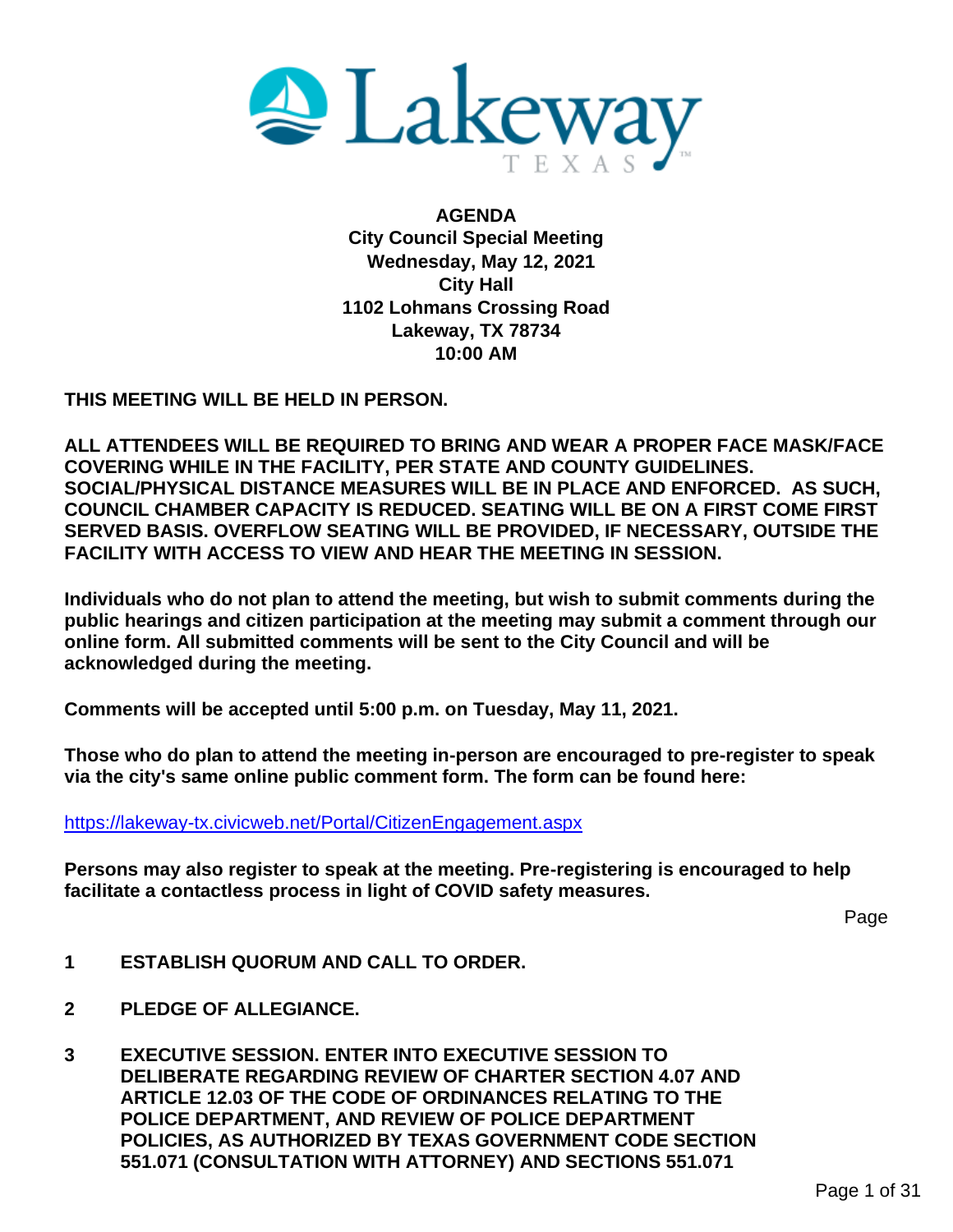Lakeway TEXAS

**AGENDA**
**City Council Special Meeting**
**Wednesday, May 12, 2021**
**City Hall**
**1102 Lohmans Crossing Road**
**Lakeway, TX 78734**
**10:00 AM**

**THIS MEETING WILL BE HELD IN PERSON.**

**ALL ATTENDEES WILL BE REQUIRED TO BRING AND WEAR A PROPER FACE MASK/FACE COVERING WHILE IN THE FACILITY, PER STATE AND COUNTY GUIDELINES. SOCIAL/PHYSICAL DISTANCE MEASURES WILL BE IN PLACE AND ENFORCED. AS SUCH, COUNCIL CHAMBER CAPACITY IS REDUCED. SEATING WILL BE ON A FIRST COME FIRST SERVED BASIS. OVERFLOW SEATING WILL BE PROVIDED, IF NECESSARY, OUTSIDE THE FACILITY WITH ACCESS TO VIEW AND HEAR THE MEETING IN SESSION.**

**Individuals who do not plan to attend the meeting, but wish to submit comments during the public hearings and citizen participation at the meeting may submit a comment through our online form. All submitted comments will be sent to the City Council and will be acknowledged during the meeting.**

**Comments will be accepted until 5:00 p.m. on Tuesday, May 11, 2021.**

**Those who do plan to attend the meeting in-person are encouraged to pre-register to speak via the city's same online public comment form. The form can be found here:**

https://lakeway-tx.civicweb.net/Portal/CitizenEngagement.aspx

**Persons may also register to speak at the meeting. Pre-registering is encouraged to help facilitate a contactless process in light of COVID safety measures.**

Page

**1 ESTABLISH QUORUM AND CALL TO ORDER.**

**2 PLEDGE OF ALLEGIANCE.**

**3 EXECUTIVE SESSION. ENTER INTO EXECUTIVE SESSION TO DELIBERATE REGARDING REVIEW OF CHARTER SECTION 4.07 AND ARTICLE 12.03 OF THE CODE OF ORDINANCES RELATING TO THE POLICE DEPARTMENT, AND REVIEW OF POLICE DEPARTMENT POLICIES, AS AUTHORIZED BY TEXAS GOVERNMENT CODE SECTION 551.071 (CONSULTATION WITH ATTORNEY) AND SECTIONS 551.071**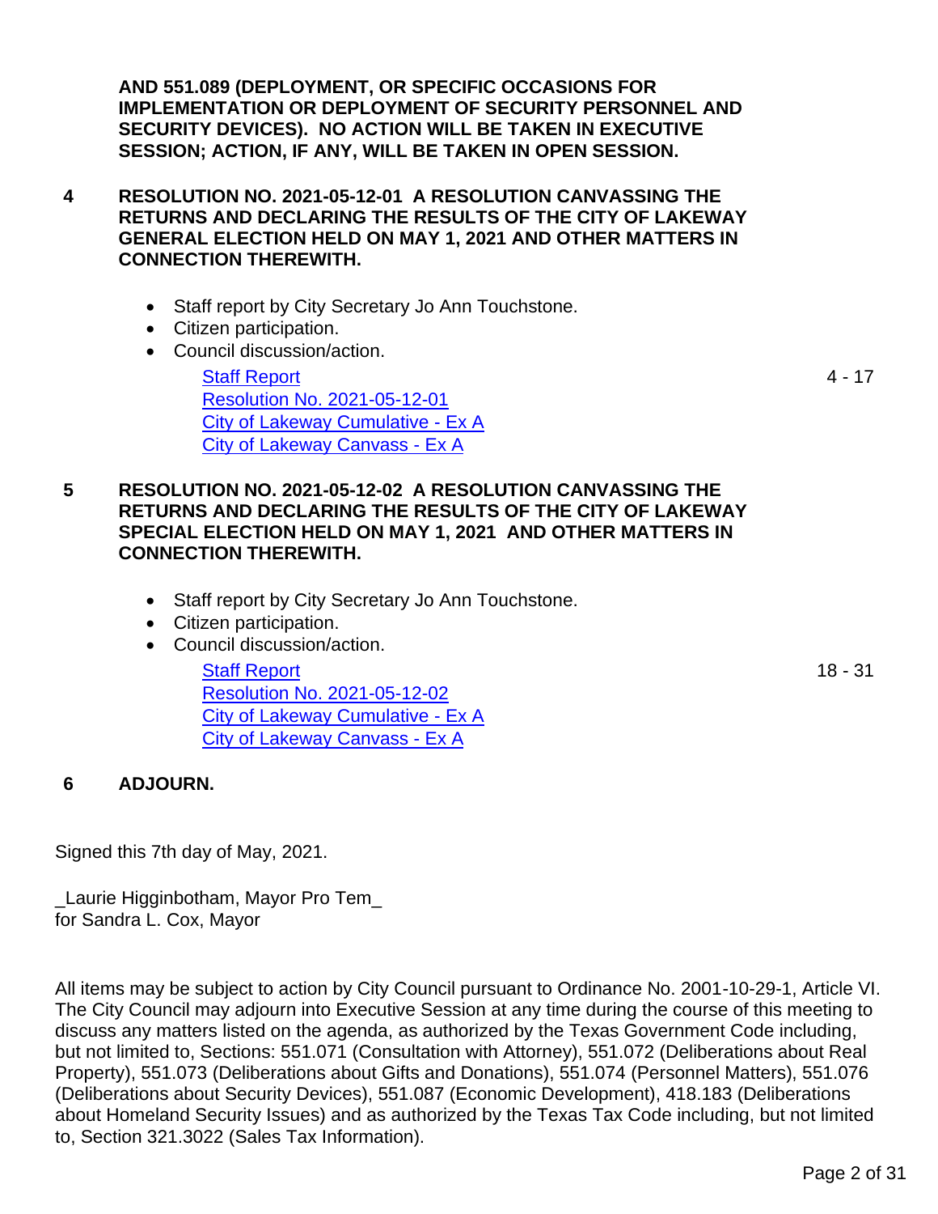**AND 551.089 (DEPLOYMENT, OR SPECIFIC OCCASIONS FOR IMPLEMENTATION OR DEPLOYMENT OF SECURITY PERSONNEL AND SECURITY DEVICES). NO ACTION WILL BE TAKEN IN EXECUTIVE SESSION; ACTION, IF ANY, WILL BE TAKEN IN OPEN SESSION.**

**4 RESOLUTION NO. 2021-05-12-01 A RESOLUTION CANVASSING THE RETURNS AND DECLARING THE RESULTS OF THE CITY OF LAKEWAY GENERAL ELECTION HELD ON MAY 1, 2021 AND OTHER MATTERS IN CONNECTION THEREWITH.**

- Staff report by City Secretary Jo Ann Touchstone.
- Citizen participation.
- Council discussion/action.

Staff Report — 4 - 17
Resolution No. 2021-05-12-01
City of Lakeway Cumulative - Ex A
City of Lakeway Canvass - Ex A

**5 RESOLUTION NO. 2021-05-12-02 A RESOLUTION CANVASSING THE RETURNS AND DECLARING THE RESULTS OF THE CITY OF LAKEWAY SPECIAL ELECTION HELD ON MAY 1, 2021 AND OTHER MATTERS IN CONNECTION THEREWITH.**

- Staff report by City Secretary Jo Ann Touchstone.
- Citizen participation.
- Council discussion/action.

Staff Report — 18 - 31
Resolution No. 2021-05-12-02
City of Lakeway Cumulative - Ex A
City of Lakeway Canvass - Ex A

**6 ADJOURN.**

Signed this 7th day of May, 2021.

_Laurie Higginbotham, Mayor Pro Tem_
for Sandra L. Cox, Mayor

All items may be subject to action by City Council pursuant to Ordinance No. 2001-10-29-1, Article VI. The City Council may adjourn into Executive Session at any time during the course of this meeting to discuss any matters listed on the agenda, as authorized by the Texas Government Code including, but not limited to, Sections: 551.071 (Consultation with Attorney), 551.072 (Deliberations about Real Property), 551.073 (Deliberations about Gifts and Donations), 551.074 (Personnel Matters), 551.076 (Deliberations about Security Devices), 551.087 (Economic Development), 418.183 (Deliberations about Homeland Security Issues) and as authorized by the Texas Tax Code including, but not limited to, Section 321.3022 (Sales Tax Information).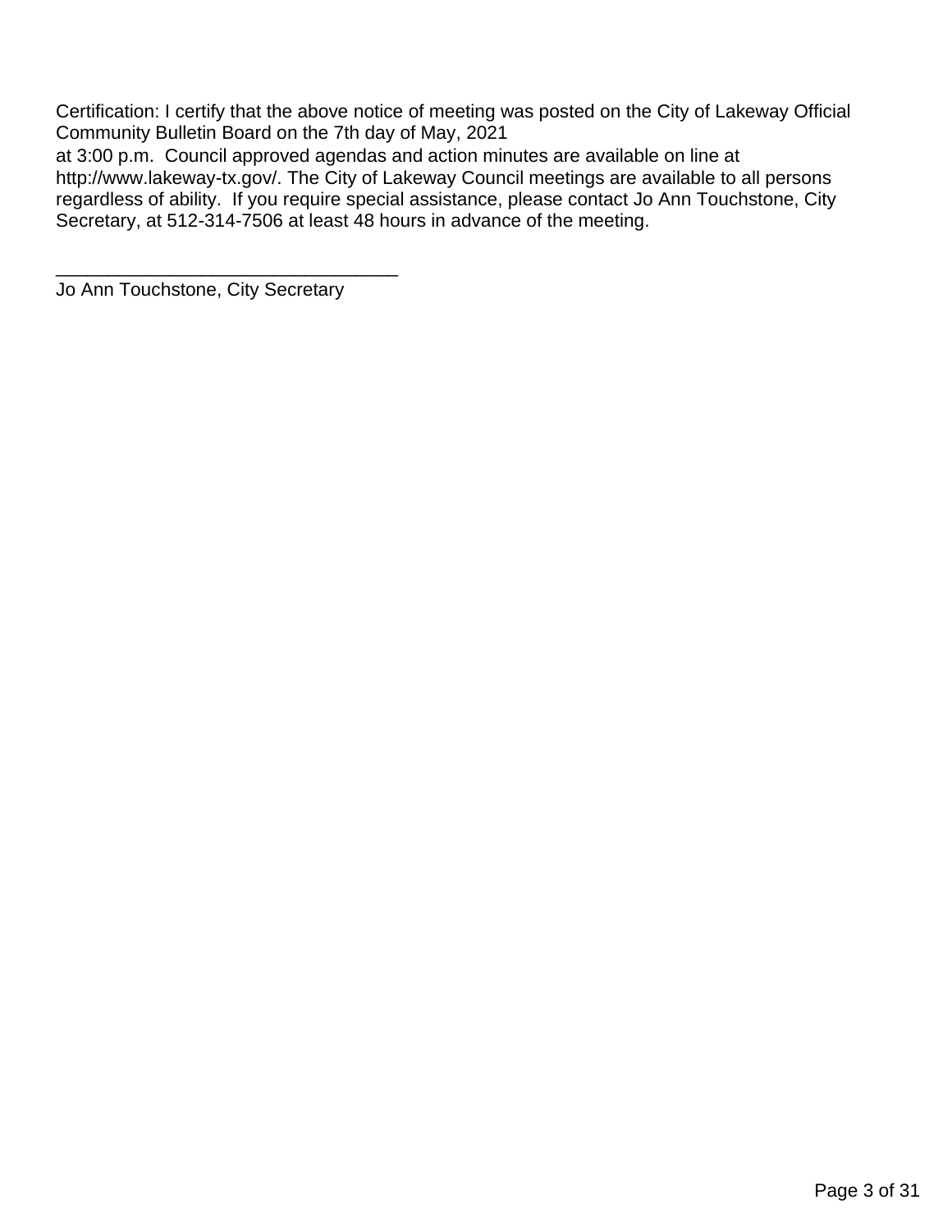Certification: I certify that the above notice of meeting was posted on the City of Lakeway Official Community Bulletin Board on the 7th day of May, 2021
at 3:00 p.m. Council approved agendas and action minutes are available on line at http://www.lakeway-tx.gov/. The City of Lakeway Council meetings are available to all persons regardless of ability. If you require special assistance, please contact Jo Ann Touchstone, City Secretary, at 512-314-7506 at least 48 hours in advance of the meeting.

_________________________________
Jo Ann Touchstone, City Secretary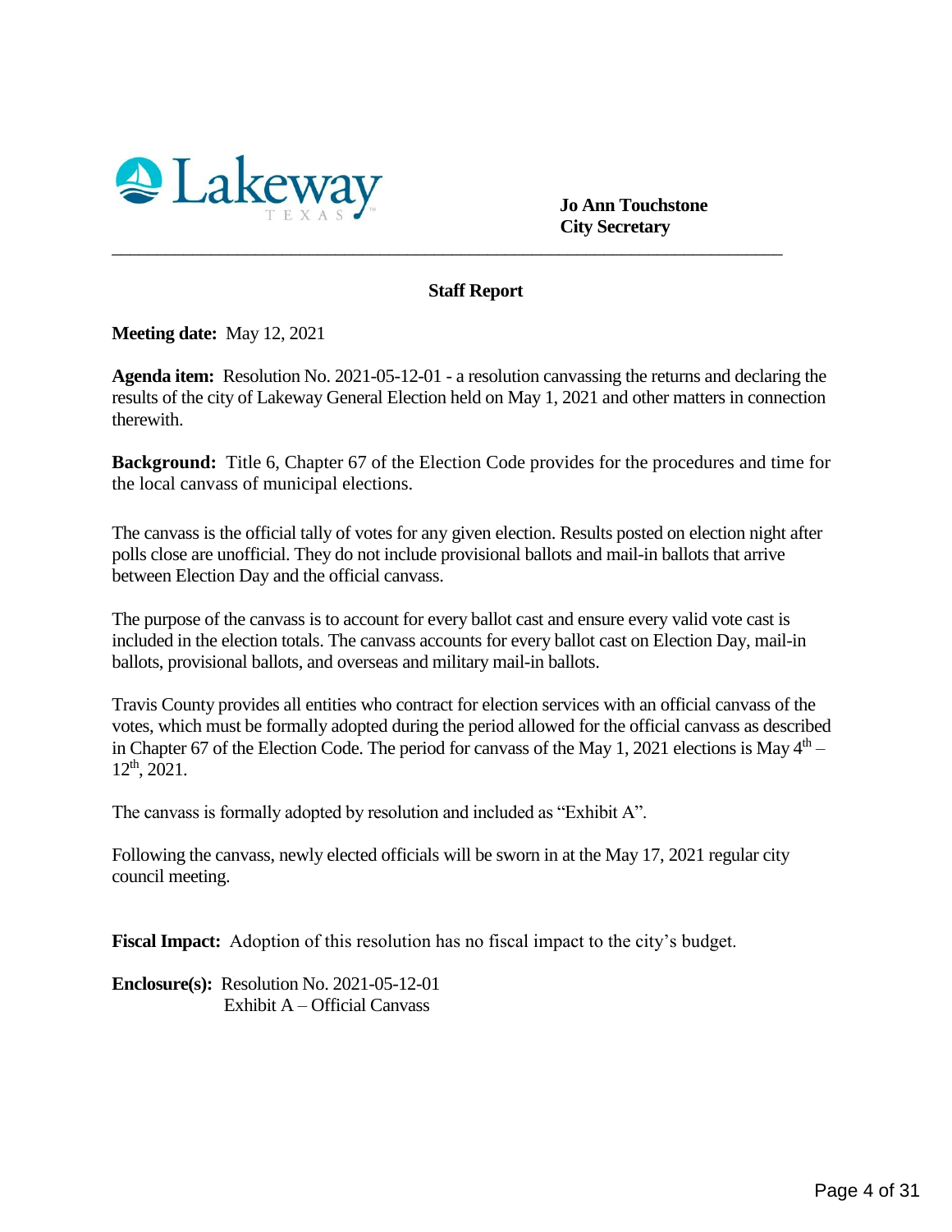Lakeway TEXAS

**Jo Ann Touchstone**
**City Secretary**

---

## Staff Report

**Meeting date:** May 12, 2021

**Agenda item:** Resolution No. 2021-05-12-01 - a resolution canvassing the returns and declaring the results of the city of Lakeway General Election held on May 1, 2021 and other matters in connection therewith.

**Background:** Title 6, Chapter 67 of the Election Code provides for the procedures and time for the local canvass of municipal elections.

The canvass is the official tally of votes for any given election. Results posted on election night after polls close are unofficial. They do not include provisional ballots and mail-in ballots that arrive between Election Day and the official canvass.

The purpose of the canvass is to account for every ballot cast and ensure every valid vote cast is included in the election totals. The canvass accounts for every ballot cast on Election Day, mail-in ballots, provisional ballots, and overseas and military mail-in ballots.

Travis County provides all entities who contract for election services with an official canvass of the votes, which must be formally adopted during the period allowed for the official canvass as described in Chapter 67 of the Election Code. The period for canvass of the May 1, 2021 elections is May 4th – 12th, 2021.

The canvass is formally adopted by resolution and included as "Exhibit A".

Following the canvass, newly elected officials will be sworn in at the May 17, 2021 regular city council meeting.

**Fiscal Impact:** Adoption of this resolution has no fiscal impact to the city's budget.

**Enclosure(s):** Resolution No. 2021-05-12-01
Exhibit A – Official Canvass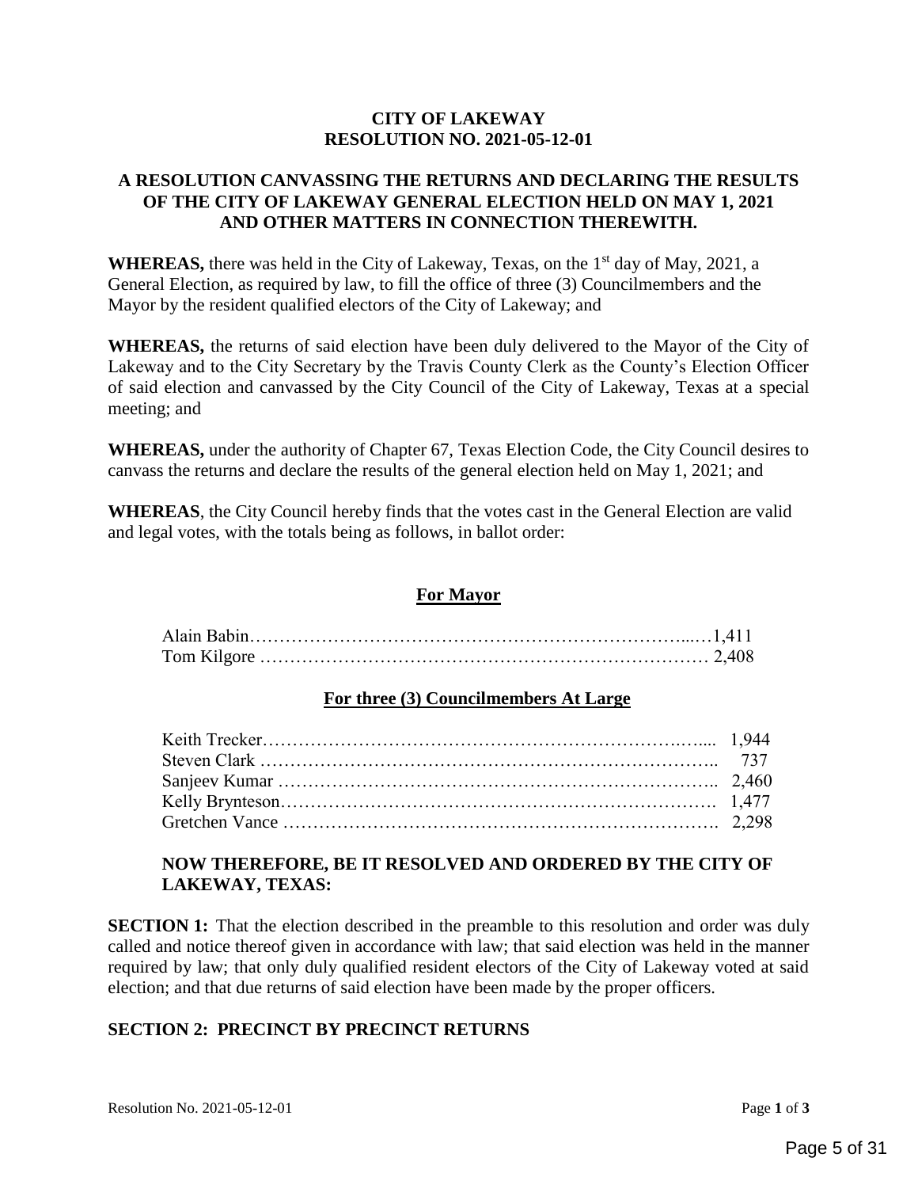**CITY OF LAKEWAY**
**RESOLUTION NO. 2021-05-12-01**

**A RESOLUTION CANVASSING THE RETURNS AND DECLARING THE RESULTS OF THE CITY OF LAKEWAY GENERAL ELECTION HELD ON MAY 1, 2021 AND OTHER MATTERS IN CONNECTION THEREWITH.**

**WHEREAS,** there was held in the City of Lakeway, Texas, on the 1st day of May, 2021, a General Election, as required by law, to fill the office of three (3) Councilmembers and the Mayor by the resident qualified electors of the City of Lakeway; and

**WHEREAS,** the returns of said election have been duly delivered to the Mayor of the City of Lakeway and to the City Secretary by the Travis County Clerk as the County's Election Officer of said election and canvassed by the City Council of the City of Lakeway, Texas at a special meeting; and

**WHEREAS,** under the authority of Chapter 67, Texas Election Code, the City Council desires to canvass the returns and declare the results of the general election held on May 1, 2021; and

**WHEREAS**, the City Council hereby finds that the votes cast in the General Election are valid and legal votes, with the totals being as follows, in ballot order:

**For Mayor**

| Candidate | Votes |
|---|---|
| Alain Babin | 1,411 |
| Tom Kilgore | 2,408 |

**For three (3) Councilmembers At Large**

| Candidate | Votes |
|---|---|
| Keith Trecker | 1,944 |
| Steven Clark | 737 |
| Sanjeev Kumar | 2,460 |
| Kelly Brynteson | 1,477 |
| Gretchen Vance | 2,298 |

**NOW THEREFORE, BE IT RESOLVED AND ORDERED BY THE CITY OF LAKEWAY, TEXAS:**

**SECTION 1:** That the election described in the preamble to this resolution and order was duly called and notice thereof given in accordance with law; that said election was held in the manner required by law; that only duly qualified resident electors of the City of Lakeway voted at said election; and that due returns of said election have been made by the proper officers.

**SECTION 2: PRECINCT BY PRECINCT RETURNS**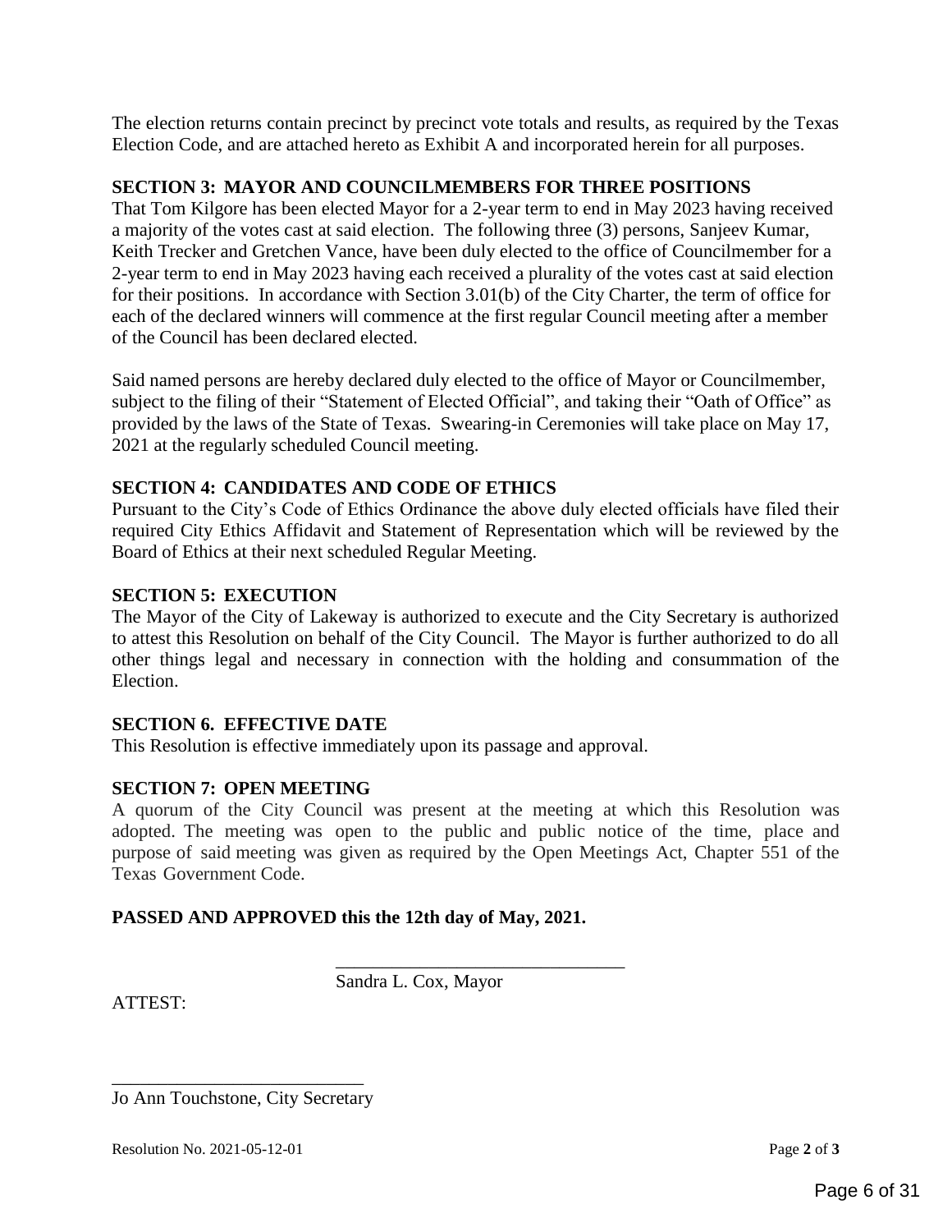The election returns contain precinct by precinct vote totals and results, as required by the Texas Election Code, and are attached hereto as Exhibit A and incorporated herein for all purposes.

**SECTION 3: MAYOR AND COUNCILMEMBERS FOR THREE POSITIONS**

That Tom Kilgore has been elected Mayor for a 2-year term to end in May 2023 having received a majority of the votes cast at said election. The following three (3) persons, Sanjeev Kumar, Keith Trecker and Gretchen Vance, have been duly elected to the office of Councilmember for a 2-year term to end in May 2023 having each received a plurality of the votes cast at said election for their positions. In accordance with Section 3.01(b) of the City Charter, the term of office for each of the declared winners will commence at the first regular Council meeting after a member of the Council has been declared elected.

Said named persons are hereby declared duly elected to the office of Mayor or Councilmember, subject to the filing of their "Statement of Elected Official", and taking their "Oath of Office" as provided by the laws of the State of Texas. Swearing-in Ceremonies will take place on May 17, 2021 at the regularly scheduled Council meeting.

**SECTION 4: CANDIDATES AND CODE OF ETHICS**

Pursuant to the City's Code of Ethics Ordinance the above duly elected officials have filed their required City Ethics Affidavit and Statement of Representation which will be reviewed by the Board of Ethics at their next scheduled Regular Meeting.

**SECTION 5: EXECUTION**

The Mayor of the City of Lakeway is authorized to execute and the City Secretary is authorized to attest this Resolution on behalf of the City Council. The Mayor is further authorized to do all other things legal and necessary in connection with the holding and consummation of the Election.

**SECTION 6. EFFECTIVE DATE**

This Resolution is effective immediately upon its passage and approval.

**SECTION 7: OPEN MEETING**

A quorum of the City Council was present at the meeting at which this Resolution was adopted. The meeting was open to the public and public notice of the time, place and purpose of said meeting was given as required by the Open Meetings Act, Chapter 551 of the Texas Government Code.

**PASSED AND APPROVED this the 12th day of May, 2021.**

\_\_\_\_\_\_\_\_\_\_\_\_\_\_\_\_\_\_\_\_\_\_\_\_\_\_\_\_\_\_\_

Sandra L. Cox, Mayor

ATTEST:

\_\_\_\_\_\_\_\_\_\_\_\_\_\_\_\_\_\_\_\_\_\_\_\_\_\_\_

Jo Ann Touchstone, City Secretary

Resolution No. 2021-05-12-01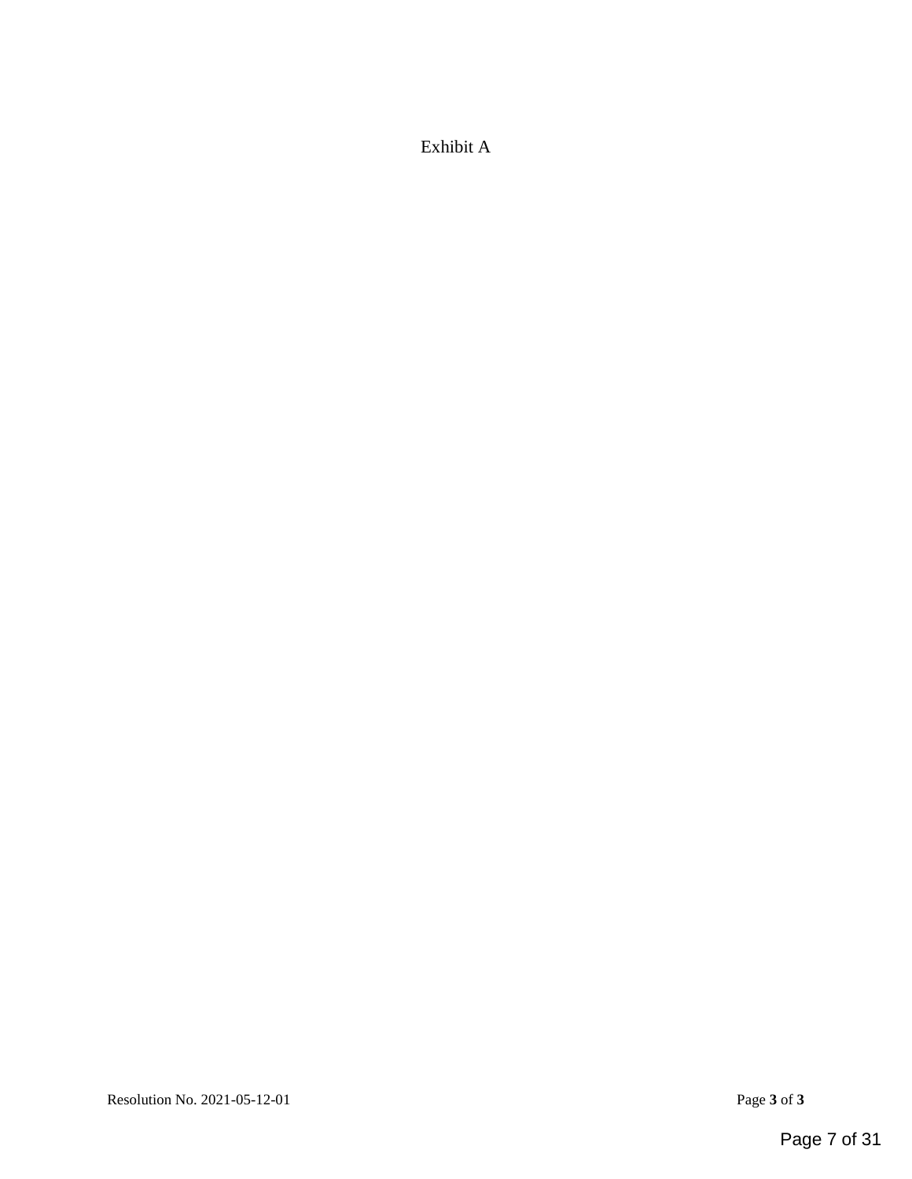Exhibit A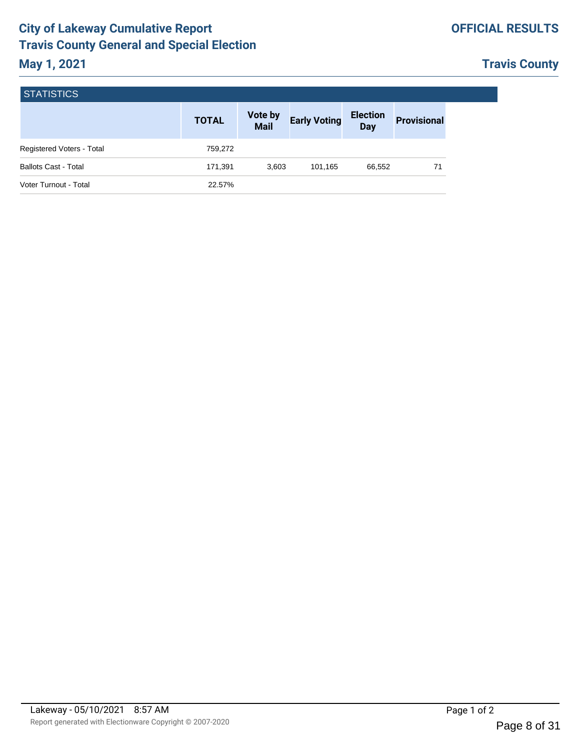# City of Lakeway Cumulative Report
# Travis County General and Special Election
## May 1, 2021

**OFFICIAL RESULTS**

**Travis County**

### STATISTICS

| | TOTAL | Vote by Mail | Early Voting | Election Day | Provisional |
|---|---|---|---|---|---|
| Registered Voters - Total | 759,272 | | | | |
| Ballots Cast - Total | 171,391 | 3,603 | 101,165 | 66,552 | 71 |
| Voter Turnout - Total | 22.57% | | | | |

Lakeway - 05/10/2021 8:57 AM

Report generated with Electionware Copyright © 2007-2020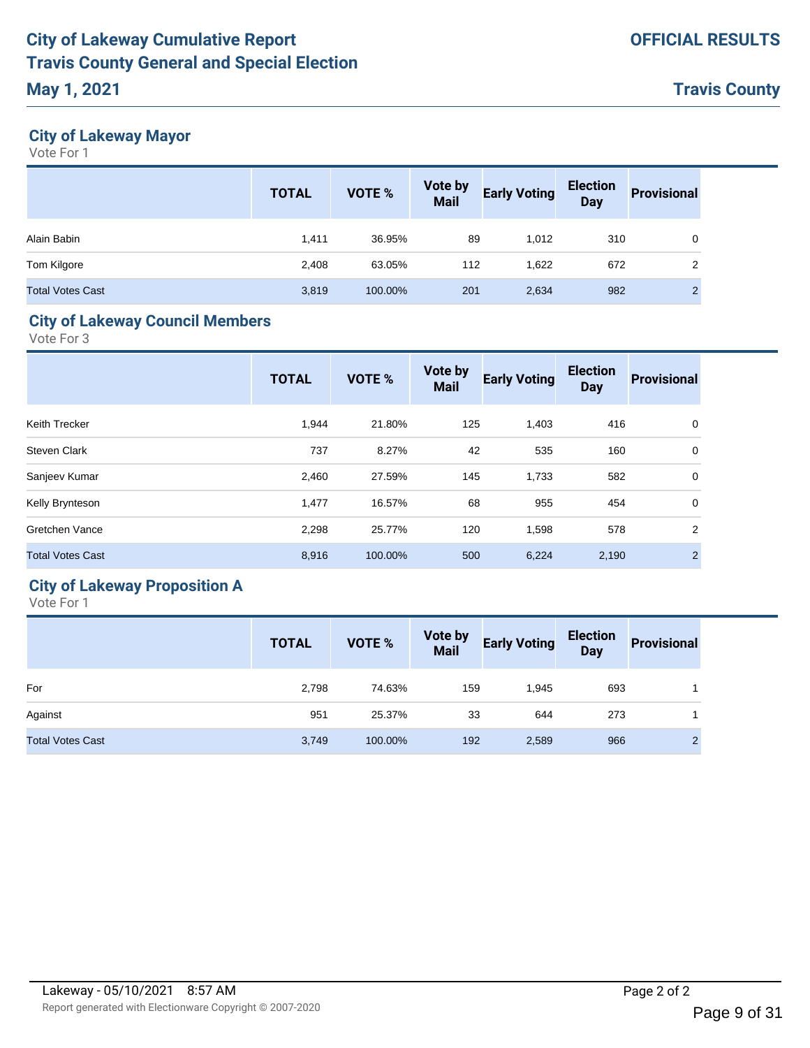# City of Lakeway Cumulative Report
# Travis County General and Special Election
## May 1, 2021

**OFFICIAL RESULTS**

**Travis County**

### City of Lakeway Mayor

Vote For 1

| | TOTAL | VOTE % | Vote by Mail | Early Voting | Election Day | Provisional |
|---|---|---|---|---|---|---|
| Alain Babin | 1,411 | 36.95% | 89 | 1,012 | 310 | 0 |
| Tom Kilgore | 2,408 | 63.05% | 112 | 1,622 | 672 | 2 |
| Total Votes Cast | 3,819 | 100.00% | 201 | 2,634 | 982 | 2 |

### City of Lakeway Council Members

Vote For 3

| | TOTAL | VOTE % | Vote by Mail | Early Voting | Election Day | Provisional |
|---|---|---|---|---|---|---|
| Keith Trecker | 1,944 | 21.80% | 125 | 1,403 | 416 | 0 |
| Steven Clark | 737 | 8.27% | 42 | 535 | 160 | 0 |
| Sanjeev Kumar | 2,460 | 27.59% | 145 | 1,733 | 582 | 0 |
| Kelly Brynteson | 1,477 | 16.57% | 68 | 955 | 454 | 0 |
| Gretchen Vance | 2,298 | 25.77% | 120 | 1,598 | 578 | 2 |
| Total Votes Cast | 8,916 | 100.00% | 500 | 6,224 | 2,190 | 2 |

### City of Lakeway Proposition A

Vote For 1

| | TOTAL | VOTE % | Vote by Mail | Early Voting | Election Day | Provisional |
|---|---|---|---|---|---|---|
| For | 2,798 | 74.63% | 159 | 1,945 | 693 | 1 |
| Against | 951 | 25.37% | 33 | 644 | 273 | 1 |
| Total Votes Cast | 3,749 | 100.00% | 192 | 2,589 | 966 | 2 |

Lakeway - 05/10/2021 8:57 AM

Report generated with Electionware Copyright © 2007-2020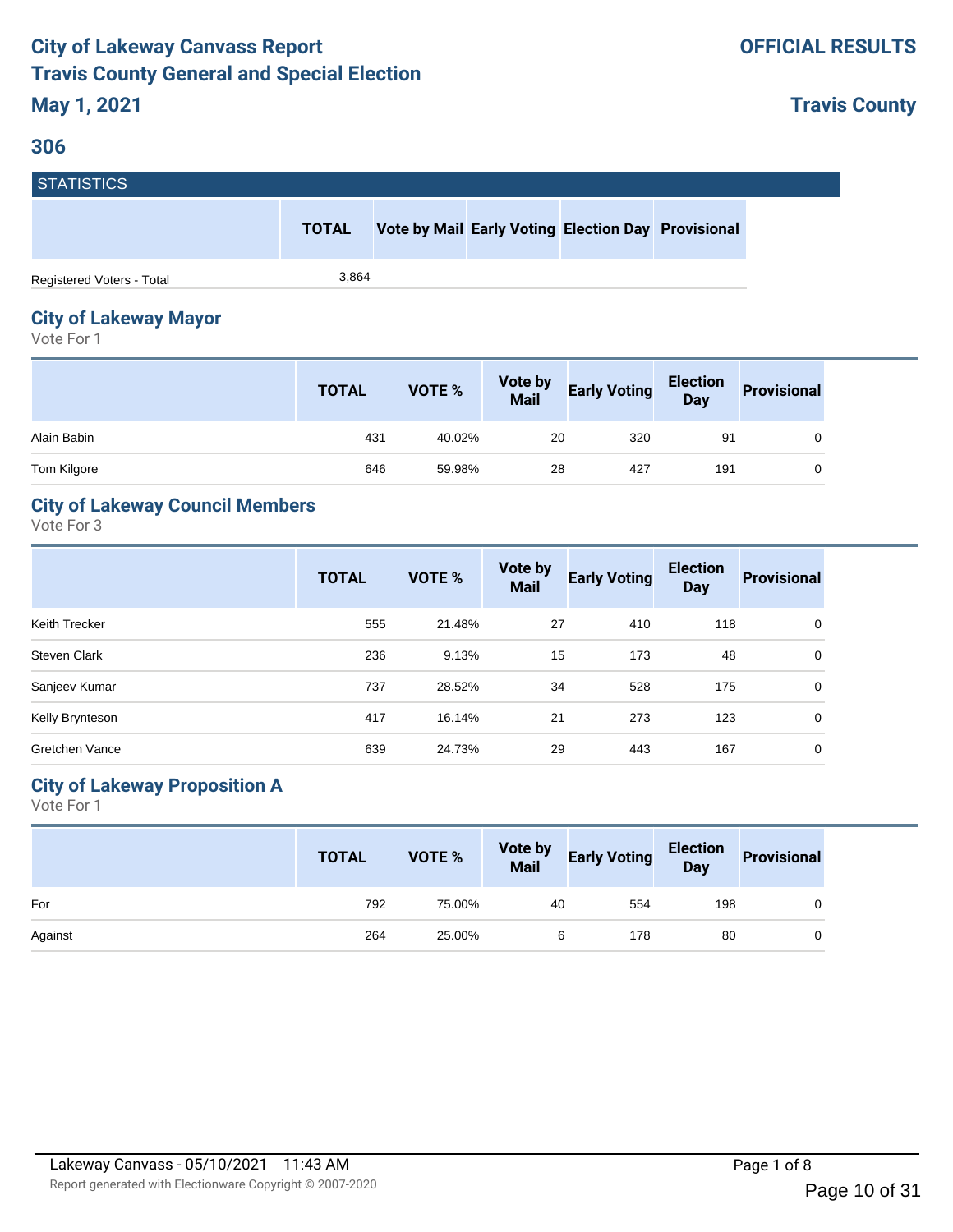# City of Lakeway Canvass Report
# Travis County General and Special Election
## May 1, 2021

**OFFICIAL RESULTS**

**Travis County**

## 306

### STATISTICS

| | TOTAL | Vote by Mail | Early Voting | Election Day | Provisional |
|---|---|---|---|---|---|
| Registered Voters - Total | 3,864 | | | | |

### City of Lakeway Mayor

Vote For 1

| | TOTAL | VOTE % | Vote by Mail | Early Voting | Election Day | Provisional |
|---|---|---|---|---|---|---|
| Alain Babin | 431 | 40.02% | 20 | 320 | 91 | 0 |
| Tom Kilgore | 646 | 59.98% | 28 | 427 | 191 | 0 |

### City of Lakeway Council Members

Vote For 3

| | TOTAL | VOTE % | Vote by Mail | Early Voting | Election Day | Provisional |
|---|---|---|---|---|---|---|
| Keith Trecker | 555 | 21.48% | 27 | 410 | 118 | 0 |
| Steven Clark | 236 | 9.13% | 15 | 173 | 48 | 0 |
| Sanjeev Kumar | 737 | 28.52% | 34 | 528 | 175 | 0 |
| Kelly Brynteson | 417 | 16.14% | 21 | 273 | 123 | 0 |
| Gretchen Vance | 639 | 24.73% | 29 | 443 | 167 | 0 |

### City of Lakeway Proposition A

Vote For 1

| | TOTAL | VOTE % | Vote by Mail | Early Voting | Election Day | Provisional |
|---|---|---|---|---|---|---|
| For | 792 | 75.00% | 40 | 554 | 198 | 0 |
| Against | 264 | 25.00% | 6 | 178 | 80 | 0 |

Lakeway Canvass - 05/10/2021 11:43 AM

Report generated with Electionware Copyright © 2007-2020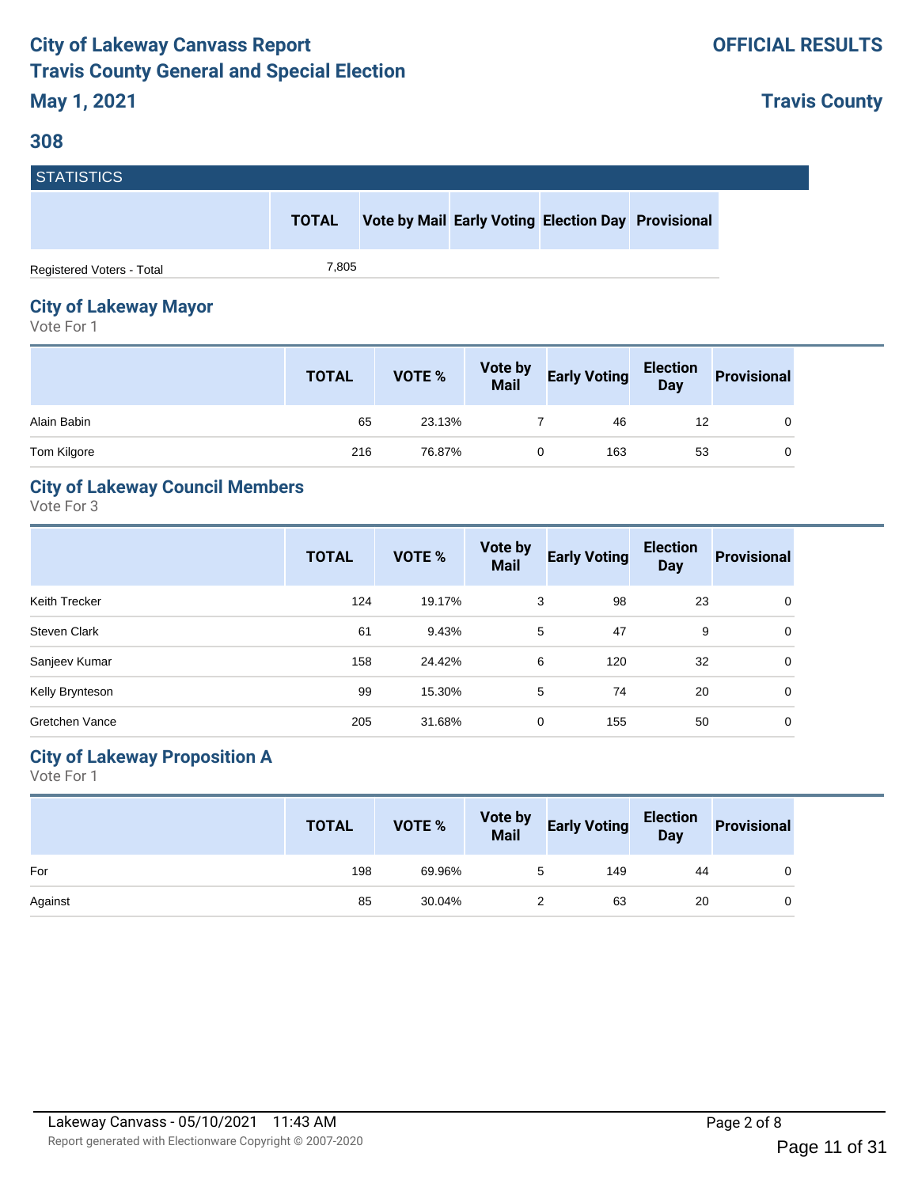# City of Lakeway Canvass Report
# Travis County General and Special Election
# May 1, 2021

**OFFICIAL RESULTS**

**Travis County**

## 308

### STATISTICS

| | TOTAL | Vote by Mail | Early Voting | Election Day | Provisional |
|---|---|---|---|---|---|
| Registered Voters - Total | 7,805 | | | | |

## City of Lakeway Mayor

Vote For 1

| | TOTAL | VOTE % | Vote by Mail | Early Voting | Election Day | Provisional |
|---|---|---|---|---|---|---|
| Alain Babin | 65 | 23.13% | 7 | 46 | 12 | 0 |
| Tom Kilgore | 216 | 76.87% | 0 | 163 | 53 | 0 |

## City of Lakeway Council Members

Vote For 3

| | TOTAL | VOTE % | Vote by Mail | Early Voting | Election Day | Provisional |
|---|---|---|---|---|---|---|
| Keith Trecker | 124 | 19.17% | 3 | 98 | 23 | 0 |
| Steven Clark | 61 | 9.43% | 5 | 47 | 9 | 0 |
| Sanjeev Kumar | 158 | 24.42% | 6 | 120 | 32 | 0 |
| Kelly Brynteson | 99 | 15.30% | 5 | 74 | 20 | 0 |
| Gretchen Vance | 205 | 31.68% | 0 | 155 | 50 | 0 |

## City of Lakeway Proposition A

Vote For 1

| | TOTAL | VOTE % | Vote by Mail | Early Voting | Election Day | Provisional |
|---|---|---|---|---|---|---|
| For | 198 | 69.96% | 5 | 149 | 44 | 0 |
| Against | 85 | 30.04% | 2 | 63 | 20 | 0 |

Lakeway Canvass - 05/10/2021 11:43 AM

Report generated with Electionware Copyright © 2007-2020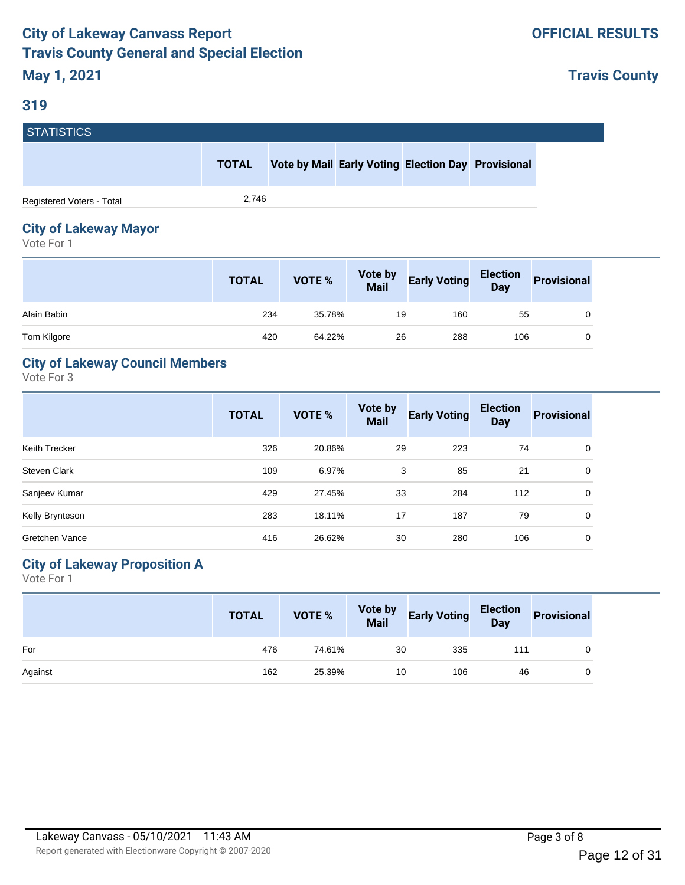# City of Lakeway Canvass Report
# Travis County General and Special Election
# May 1, 2021

**OFFICIAL RESULTS**

**Travis County**

## 319

### STATISTICS

| | TOTAL | Vote by Mail | Early Voting | Election Day | Provisional |
|---|---|---|---|---|---|
| Registered Voters - Total | 2,746 | | | | |

## City of Lakeway Mayor

Vote For 1

| | TOTAL | VOTE % | Vote by Mail | Early Voting | Election Day | Provisional |
|---|---|---|---|---|---|---|
| Alain Babin | 234 | 35.78% | 19 | 160 | 55 | 0 |
| Tom Kilgore | 420 | 64.22% | 26 | 288 | 106 | 0 |

## City of Lakeway Council Members

Vote For 3

| | TOTAL | VOTE % | Vote by Mail | Early Voting | Election Day | Provisional |
|---|---|---|---|---|---|---|
| Keith Trecker | 326 | 20.86% | 29 | 223 | 74 | 0 |
| Steven Clark | 109 | 6.97% | 3 | 85 | 21 | 0 |
| Sanjeev Kumar | 429 | 27.45% | 33 | 284 | 112 | 0 |
| Kelly Brynteson | 283 | 18.11% | 17 | 187 | 79 | 0 |
| Gretchen Vance | 416 | 26.62% | 30 | 280 | 106 | 0 |

## City of Lakeway Proposition A

Vote For 1

| | TOTAL | VOTE % | Vote by Mail | Early Voting | Election Day | Provisional |
|---|---|---|---|---|---|---|
| For | 476 | 74.61% | 30 | 335 | 111 | 0 |
| Against | 162 | 25.39% | 10 | 106 | 46 | 0 |

Lakeway Canvass - 05/10/2021 11:43 AM

Report generated with Electionware Copyright © 2007-2020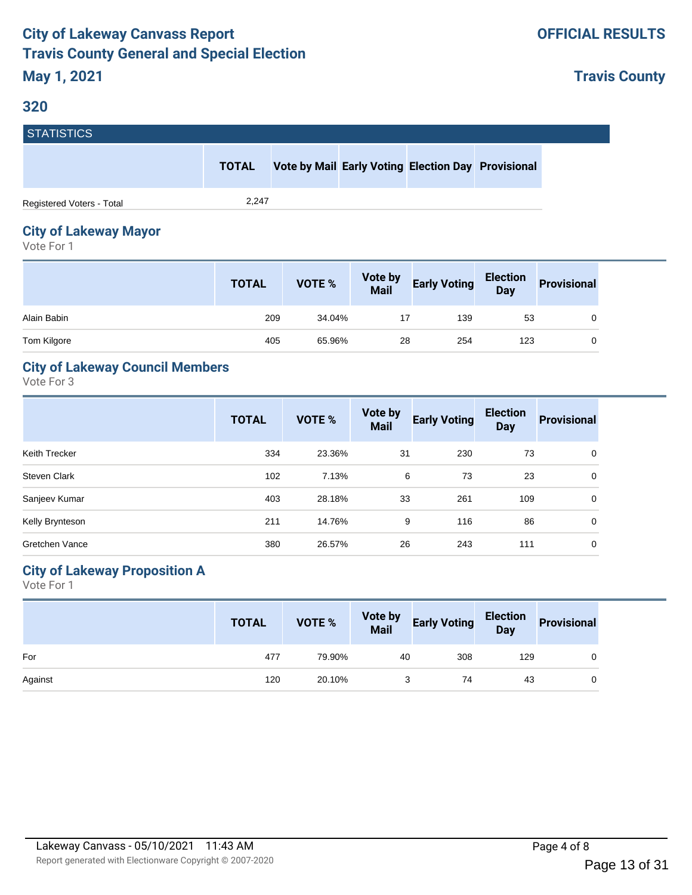# City of Lakeway Canvass Report
# Travis County General and Special Election

**OFFICIAL RESULTS**

**May 1, 2021**

**Travis County**

## 320

### STATISTICS

| | TOTAL | Vote by Mail | Early Voting | Election Day | Provisional |
|---|---|---|---|---|---|
| Registered Voters - Total | 2,247 | | | | |

## City of Lakeway Mayor

Vote For 1

| | TOTAL | VOTE % | Vote by Mail | Early Voting | Election Day | Provisional |
|---|---|---|---|---|---|---|
| Alain Babin | 209 | 34.04% | 17 | 139 | 53 | 0 |
| Tom Kilgore | 405 | 65.96% | 28 | 254 | 123 | 0 |

## City of Lakeway Council Members

Vote For 3

| | TOTAL | VOTE % | Vote by Mail | Early Voting | Election Day | Provisional |
|---|---|---|---|---|---|---|
| Keith Trecker | 334 | 23.36% | 31 | 230 | 73 | 0 |
| Steven Clark | 102 | 7.13% | 6 | 73 | 23 | 0 |
| Sanjeev Kumar | 403 | 28.18% | 33 | 261 | 109 | 0 |
| Kelly Brynteson | 211 | 14.76% | 9 | 116 | 86 | 0 |
| Gretchen Vance | 380 | 26.57% | 26 | 243 | 111 | 0 |

## City of Lakeway Proposition A

Vote For 1

| | TOTAL | VOTE % | Vote by Mail | Early Voting | Election Day | Provisional |
|---|---|---|---|---|---|---|
| For | 477 | 79.90% | 40 | 308 | 129 | 0 |
| Against | 120 | 20.10% | 3 | 74 | 43 | 0 |

Lakeway Canvass - 05/10/2021 11:43 AM

Report generated with Electionware Copyright © 2007-2020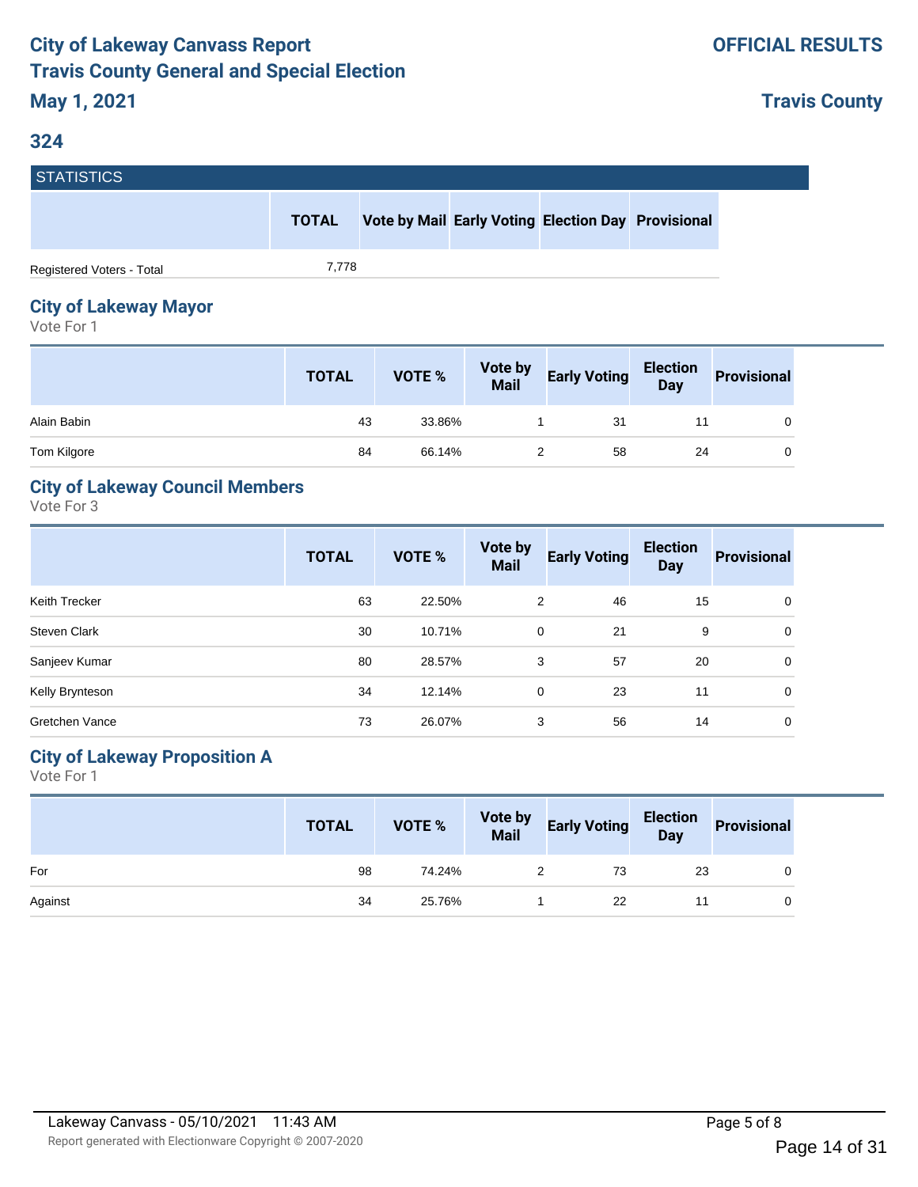# City of Lakeway Canvass Report
# Travis County General and Special Election

**OFFICIAL RESULTS**

**May 1, 2021**

**Travis County**

## 324

### STATISTICS

| | TOTAL | Vote by Mail | Early Voting | Election Day | Provisional |
|---|---|---|---|---|---|
| Registered Voters - Total | 7,778 | | | | |

### City of Lakeway Mayor

Vote For 1

| | TOTAL | VOTE % | Vote by Mail | Early Voting | Election Day | Provisional |
|---|---|---|---|---|---|---|
| Alain Babin | 43 | 33.86% | 1 | 31 | 11 | 0 |
| Tom Kilgore | 84 | 66.14% | 2 | 58 | 24 | 0 |

### City of Lakeway Council Members

Vote For 3

| | TOTAL | VOTE % | Vote by Mail | Early Voting | Election Day | Provisional |
|---|---|---|---|---|---|---|
| Keith Trecker | 63 | 22.50% | 2 | 46 | 15 | 0 |
| Steven Clark | 30 | 10.71% | 0 | 21 | 9 | 0 |
| Sanjeev Kumar | 80 | 28.57% | 3 | 57 | 20 | 0 |
| Kelly Brynteson | 34 | 12.14% | 0 | 23 | 11 | 0 |
| Gretchen Vance | 73 | 26.07% | 3 | 56 | 14 | 0 |

### City of Lakeway Proposition A

Vote For 1

| | TOTAL | VOTE % | Vote by Mail | Early Voting | Election Day | Provisional |
|---|---|---|---|---|---|---|
| For | 98 | 74.24% | 2 | 73 | 23 | 0 |
| Against | 34 | 25.76% | 1 | 22 | 11 | 0 |

Lakeway Canvass - 05/10/2021 11:43 AM

Report generated with Electionware Copyright © 2007-2020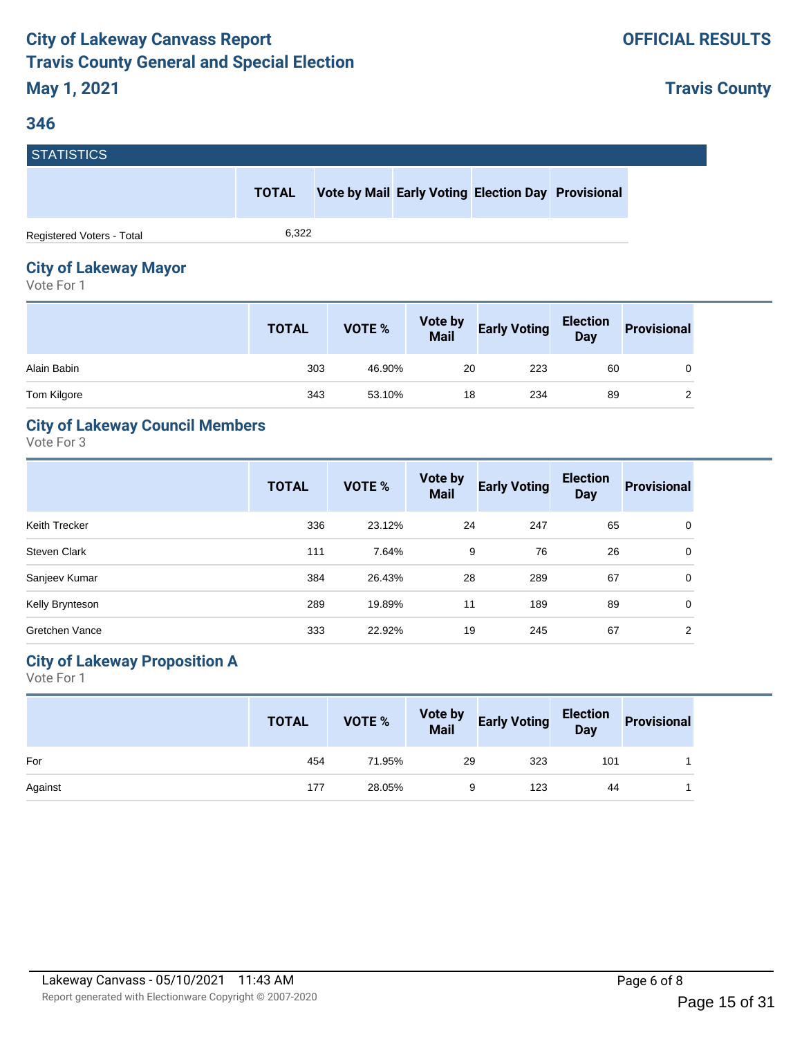# City of Lakeway Canvass Report
# Travis County General and Special Election
# May 1, 2021

**OFFICIAL RESULTS**

**Travis County**

## 346

### STATISTICS

| | TOTAL | Vote by Mail | Early Voting | Election Day | Provisional |
|---|---|---|---|---|---|
| Registered Voters - Total | 6,322 | | | | |

## City of Lakeway Mayor

Vote For 1

| | TOTAL | VOTE % | Vote by Mail | Early Voting | Election Day | Provisional |
|---|---|---|---|---|---|---|
| Alain Babin | 303 | 46.90% | 20 | 223 | 60 | 0 |
| Tom Kilgore | 343 | 53.10% | 18 | 234 | 89 | 2 |

## City of Lakeway Council Members

Vote For 3

| | TOTAL | VOTE % | Vote by Mail | Early Voting | Election Day | Provisional |
|---|---|---|---|---|---|---|
| Keith Trecker | 336 | 23.12% | 24 | 247 | 65 | 0 |
| Steven Clark | 111 | 7.64% | 9 | 76 | 26 | 0 |
| Sanjeev Kumar | 384 | 26.43% | 28 | 289 | 67 | 0 |
| Kelly Brynteson | 289 | 19.89% | 11 | 189 | 89 | 0 |
| Gretchen Vance | 333 | 22.92% | 19 | 245 | 67 | 2 |

## City of Lakeway Proposition A

Vote For 1

| | TOTAL | VOTE % | Vote by Mail | Early Voting | Election Day | Provisional |
|---|---|---|---|---|---|---|
| For | 454 | 71.95% | 29 | 323 | 101 | 1 |
| Against | 177 | 28.05% | 9 | 123 | 44 | 1 |

Lakeway Canvass - 05/10/2021 11:43 AM

Report generated with Electionware Copyright © 2007-2020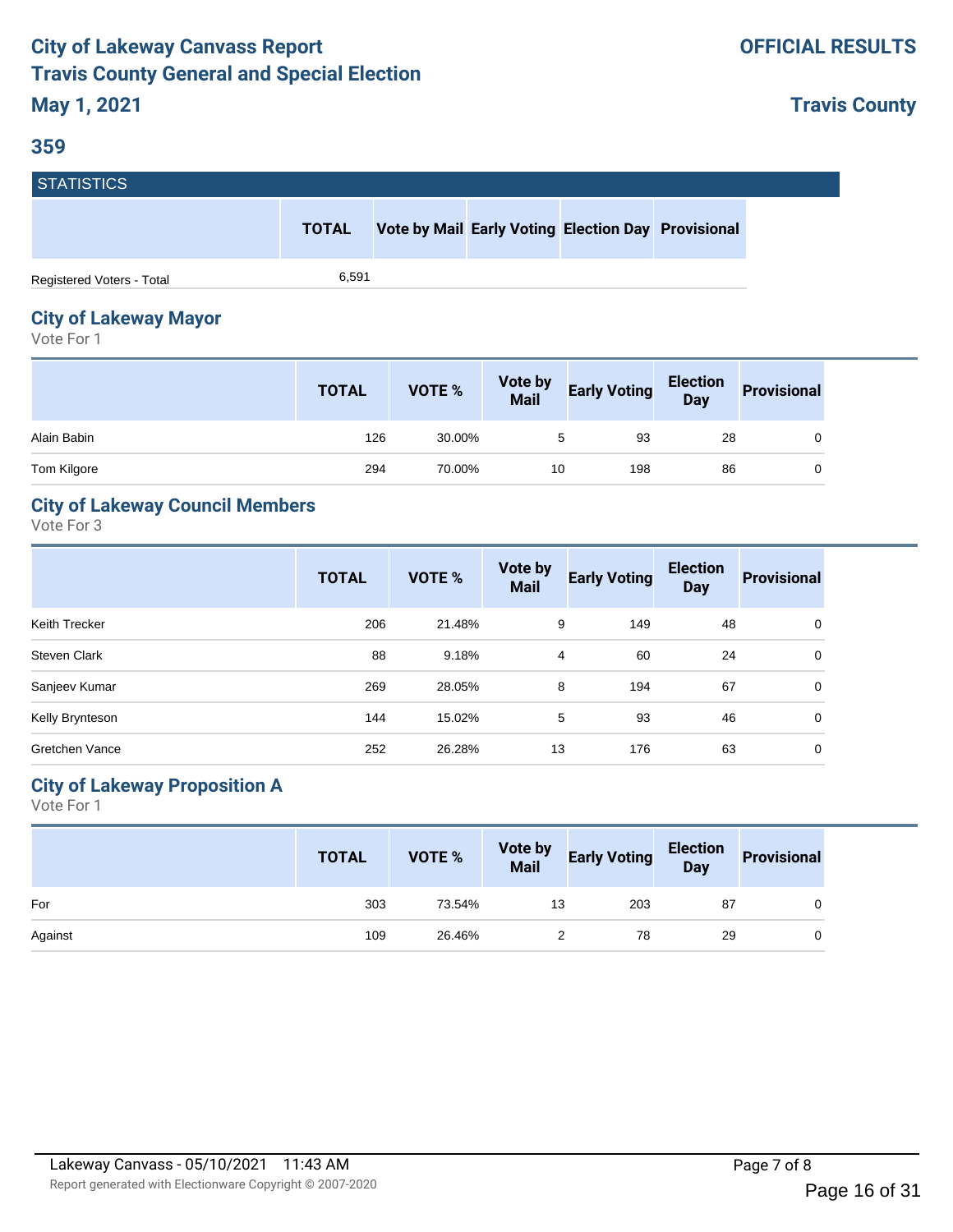# City of Lakeway Canvass Report
## Travis County General and Special Election
### May 1, 2021

**OFFICIAL RESULTS**

**Travis County**

## 359

| STATISTICS | TOTAL | Vote by Mail | Early Voting | Election Day | Provisional |
|---|---|---|---|---|---|
| Registered Voters - Total | 6,591 | | | | |

## City of Lakeway Mayor

Vote For 1

| | TOTAL | VOTE % | Vote by Mail | Early Voting | Election Day | Provisional |
|---|---|---|---|---|---|---|
| Alain Babin | 126 | 30.00% | 5 | 93 | 28 | 0 |
| Tom Kilgore | 294 | 70.00% | 10 | 198 | 86 | 0 |

## City of Lakeway Council Members

Vote For 3

| | TOTAL | VOTE % | Vote by Mail | Early Voting | Election Day | Provisional |
|---|---|---|---|---|---|---|
| Keith Trecker | 206 | 21.48% | 9 | 149 | 48 | 0 |
| Steven Clark | 88 | 9.18% | 4 | 60 | 24 | 0 |
| Sanjeev Kumar | 269 | 28.05% | 8 | 194 | 67 | 0 |
| Kelly Brynteson | 144 | 15.02% | 5 | 93 | 46 | 0 |
| Gretchen Vance | 252 | 26.28% | 13 | 176 | 63 | 0 |

## City of Lakeway Proposition A

Vote For 1

| | TOTAL | VOTE % | Vote by Mail | Early Voting | Election Day | Provisional |
|---|---|---|---|---|---|---|
| For | 303 | 73.54% | 13 | 203 | 87 | 0 |
| Against | 109 | 26.46% | 2 | 78 | 29 | 0 |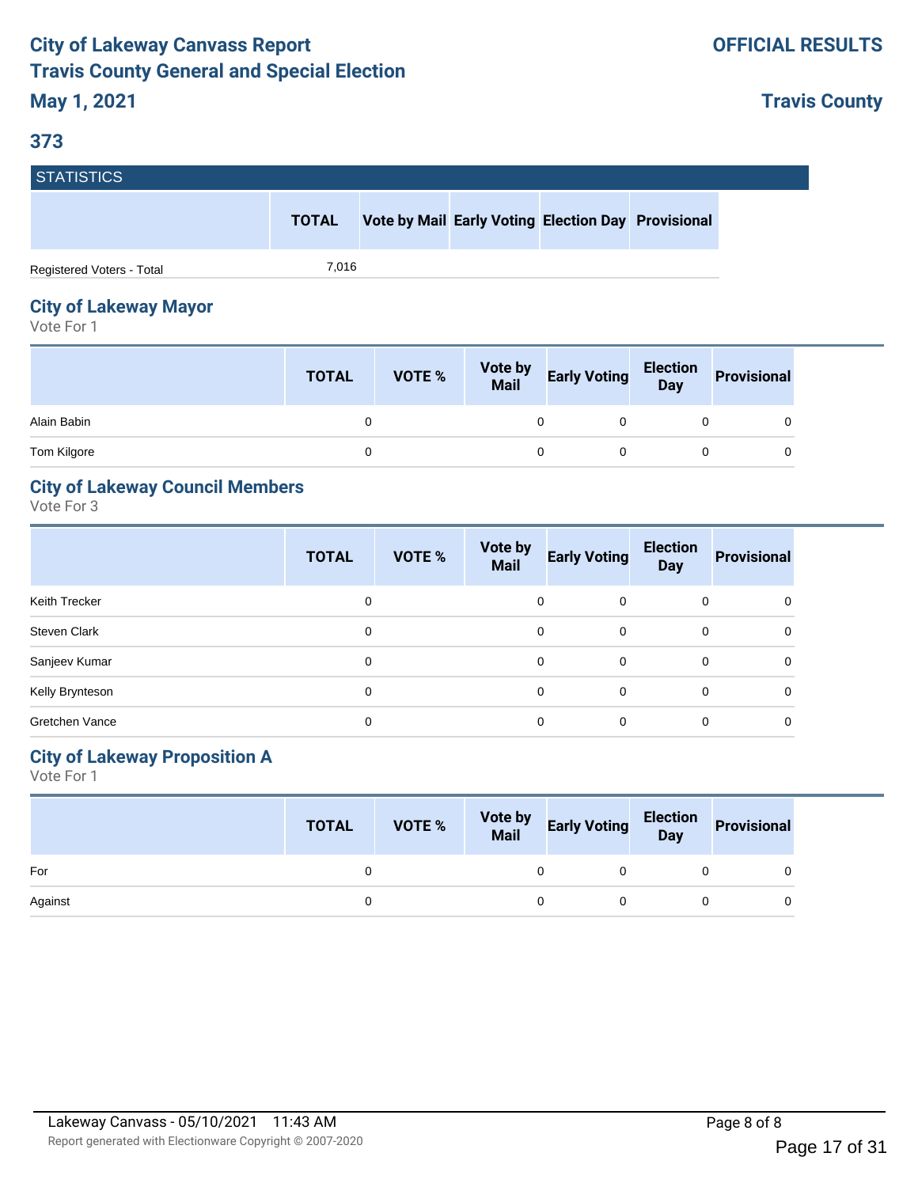# City of Lakeway Canvass Report
# Travis County General and Special Election
# May 1, 2021

**OFFICIAL RESULTS**

**Travis County**

## 373

### STATISTICS

| | TOTAL | Vote by Mail | Early Voting | Election Day | Provisional |
|---|---|---|---|---|---|
| Registered Voters - Total | 7,016 | | | | |

## City of Lakeway Mayor

Vote For 1

| | TOTAL | VOTE % | Vote by Mail | Early Voting | Election Day | Provisional |
|---|---|---|---|---|---|---|
| Alain Babin | 0 | | 0 | 0 | 0 | 0 |
| Tom Kilgore | 0 | | 0 | 0 | 0 | 0 |

## City of Lakeway Council Members

Vote For 3

| | TOTAL | VOTE % | Vote by Mail | Early Voting | Election Day | Provisional |
|---|---|---|---|---|---|---|
| Keith Trecker | 0 | | 0 | 0 | 0 | 0 |
| Steven Clark | 0 | | 0 | 0 | 0 | 0 |
| Sanjeev Kumar | 0 | | 0 | 0 | 0 | 0 |
| Kelly Brynteson | 0 | | 0 | 0 | 0 | 0 |
| Gretchen Vance | 0 | | 0 | 0 | 0 | 0 |

## City of Lakeway Proposition A

Vote For 1

| | TOTAL | VOTE % | Vote by Mail | Early Voting | Election Day | Provisional |
|---|---|---|---|---|---|---|
| For | 0 | | 0 | 0 | 0 | 0 |
| Against | 0 | | 0 | 0 | 0 | 0 |

Lakeway Canvass - 05/10/2021 11:43 AM

Report generated with Electionware Copyright © 2007-2020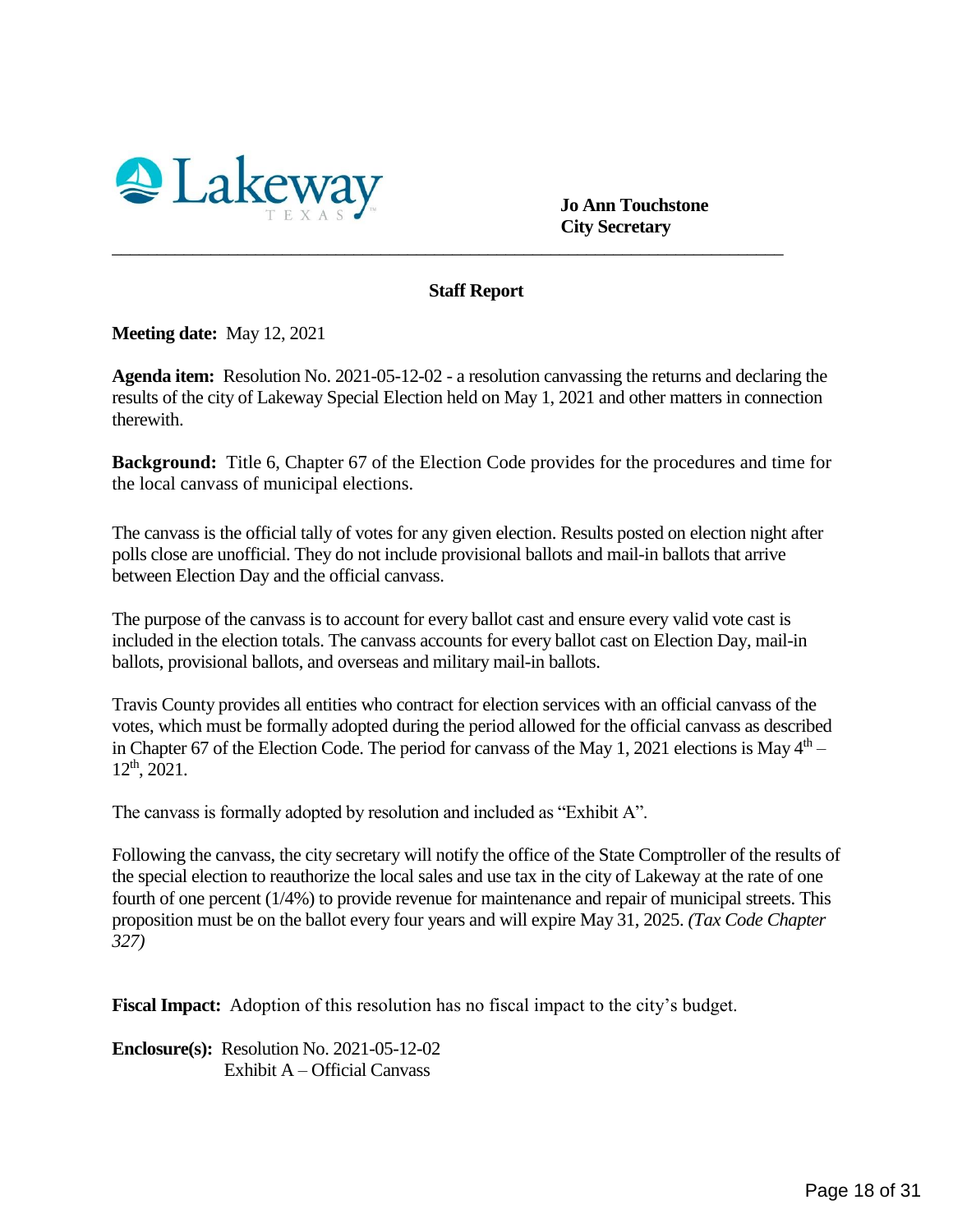Lakeway TEXAS

**Jo Ann Touchstone**
**City Secretary**

---

## Staff Report

**Meeting date:** May 12, 2021

**Agenda item:** Resolution No. 2021-05-12-02 - a resolution canvassing the returns and declaring the results of the city of Lakeway Special Election held on May 1, 2021 and other matters in connection therewith.

**Background:** Title 6, Chapter 67 of the Election Code provides for the procedures and time for the local canvass of municipal elections.

The canvass is the official tally of votes for any given election. Results posted on election night after polls close are unofficial. They do not include provisional ballots and mail-in ballots that arrive between Election Day and the official canvass.

The purpose of the canvass is to account for every ballot cast and ensure every valid vote cast is included in the election totals. The canvass accounts for every ballot cast on Election Day, mail-in ballots, provisional ballots, and overseas and military mail-in ballots.

Travis County provides all entities who contract for election services with an official canvass of the votes, which must be formally adopted during the period allowed for the official canvass as described in Chapter 67 of the Election Code. The period for canvass of the May 1, 2021 elections is May 4th – 12th, 2021.

The canvass is formally adopted by resolution and included as "Exhibit A".

Following the canvass, the city secretary will notify the office of the State Comptroller of the results of the special election to reauthorize the local sales and use tax in the city of Lakeway at the rate of one fourth of one percent (1/4%) to provide revenue for maintenance and repair of municipal streets. This proposition must be on the ballot every four years and will expire May 31, 2025. *(Tax Code Chapter 327)*

**Fiscal Impact:** Adoption of this resolution has no fiscal impact to the city's budget.

**Enclosure(s):** Resolution No. 2021-05-12-02
Exhibit A – Official Canvass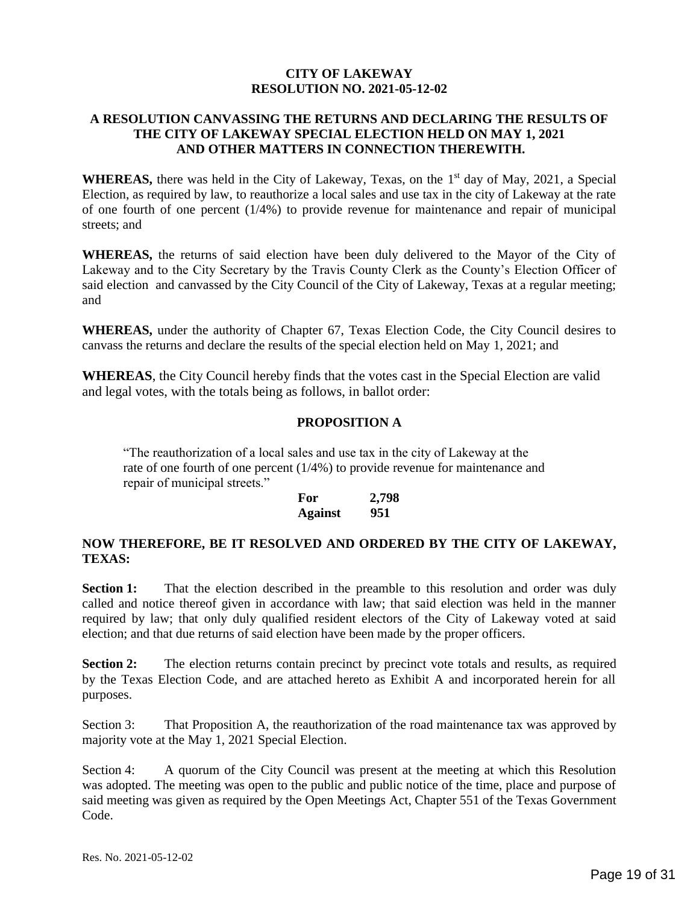**CITY OF LAKEWAY**
**RESOLUTION NO. 2021-05-12-02**

**A RESOLUTION CANVASSING THE RETURNS AND DECLARING THE RESULTS OF THE CITY OF LAKEWAY SPECIAL ELECTION HELD ON MAY 1, 2021 AND OTHER MATTERS IN CONNECTION THEREWITH.**

**WHEREAS,** there was held in the City of Lakeway, Texas, on the 1st day of May, 2021, a Special Election, as required by law, to reauthorize a local sales and use tax in the city of Lakeway at the rate of one fourth of one percent (1/4%) to provide revenue for maintenance and repair of municipal streets; and

**WHEREAS,** the returns of said election have been duly delivered to the Mayor of the City of Lakeway and to the City Secretary by the Travis County Clerk as the County's Election Officer of said election and canvassed by the City Council of the City of Lakeway, Texas at a regular meeting; and

**WHEREAS,** under the authority of Chapter 67, Texas Election Code, the City Council desires to canvass the returns and declare the results of the special election held on May 1, 2021; and

**WHEREAS**, the City Council hereby finds that the votes cast in the Special Election are valid and legal votes, with the totals being as follows, in ballot order:

**PROPOSITION A**

"The reauthorization of a local sales and use tax in the city of Lakeway at the rate of one fourth of one percent (1/4%) to provide revenue for maintenance and repair of municipal streets."

| | |
|---|---|
| **For** | **2,798** |
| **Against** | **951** |

**NOW THEREFORE, BE IT RESOLVED AND ORDERED BY THE CITY OF LAKEWAY, TEXAS:**

**Section 1:** That the election described in the preamble to this resolution and order was duly called and notice thereof given in accordance with law; that said election was held in the manner required by law; that only duly qualified resident electors of the City of Lakeway voted at said election; and that due returns of said election have been made by the proper officers.

**Section 2:** The election returns contain precinct by precinct vote totals and results, as required by the Texas Election Code, and are attached hereto as Exhibit A and incorporated herein for all purposes.

Section 3: That Proposition A, the reauthorization of the road maintenance tax was approved by majority vote at the May 1, 2021 Special Election.

Section 4: A quorum of the City Council was present at the meeting at which this Resolution was adopted. The meeting was open to the public and public notice of the time, place and purpose of said meeting was given as required by the Open Meetings Act, Chapter 551 of the Texas Government Code.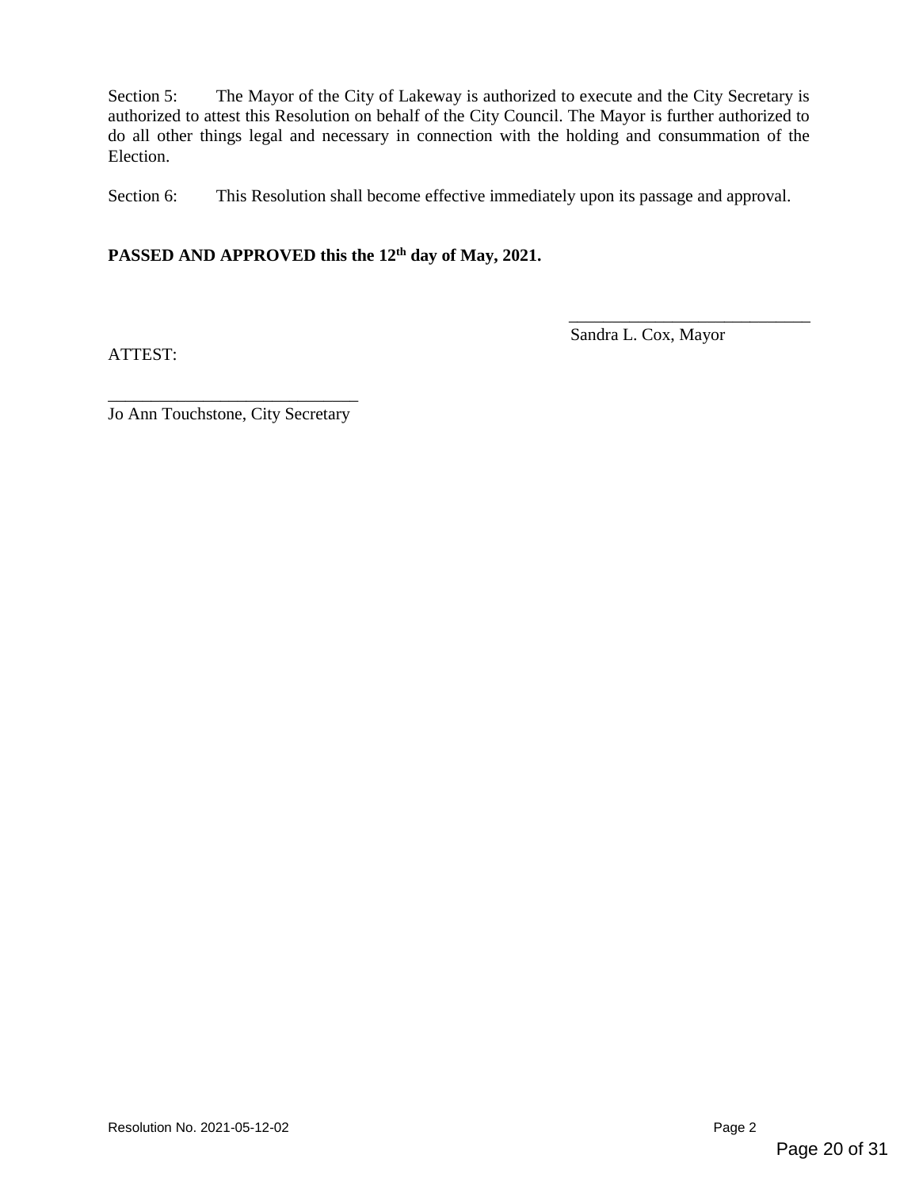Section 5: The Mayor of the City of Lakeway is authorized to execute and the City Secretary is authorized to attest this Resolution on behalf of the City Council. The Mayor is further authorized to do all other things legal and necessary in connection with the holding and consummation of the Election.

Section 6: This Resolution shall become effective immediately upon its passage and approval.

**PASSED AND APPROVED this the 12th day of May, 2021.**

\_\_\_\_\_\_\_\_\_\_\_\_\_\_\_\_\_\_\_\_\_\_\_\_\_\_\_\_\_\_
Sandra L. Cox, Mayor

ATTEST:

\_\_\_\_\_\_\_\_\_\_\_\_\_\_\_\_\_\_\_\_\_\_\_\_\_\_\_\_\_\_
Jo Ann Touchstone, City Secretary

Resolution No. 2021-05-12-02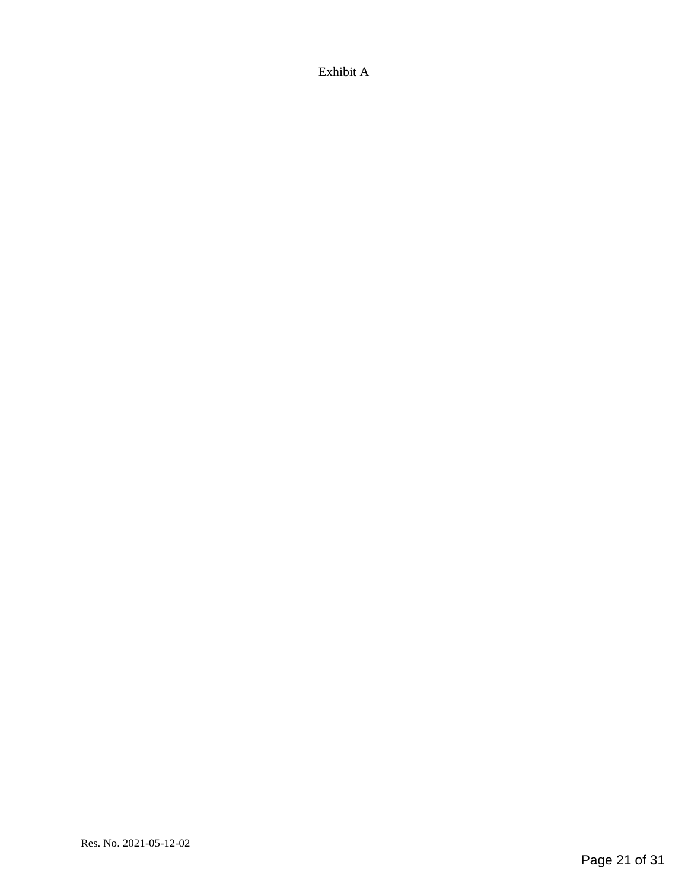Exhibit A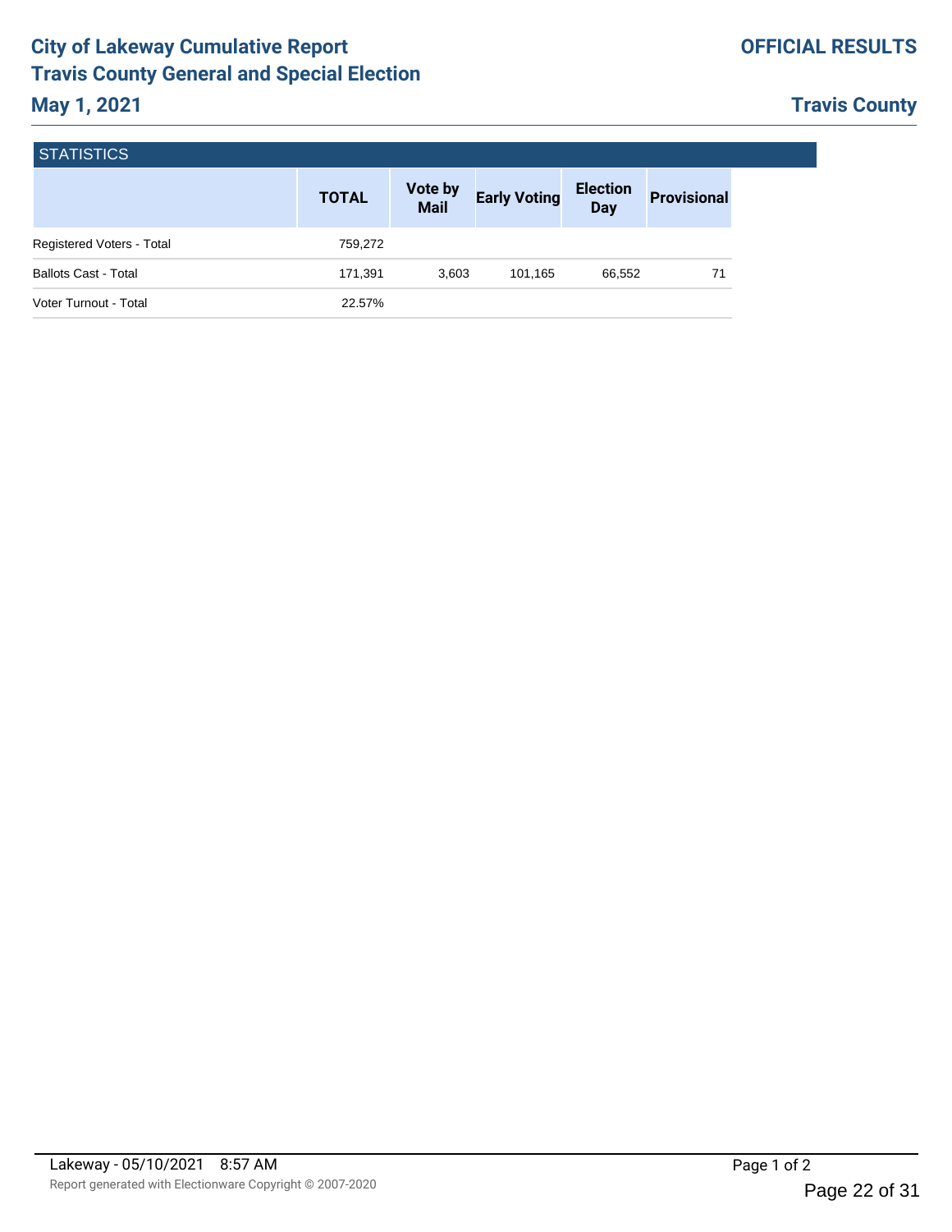# City of Lakeway Cumulative Report
# Travis County General and Special Election

**OFFICIAL RESULTS**

## May 1, 2021

**Travis County**

### STATISTICS

| | TOTAL | Vote by Mail | Early Voting | Election Day | Provisional |
|---|---|---|---|---|---|
| Registered Voters - Total | 759,272 | | | | |
| Ballots Cast - Total | 171,391 | 3,603 | 101,165 | 66,552 | 71 |
| Voter Turnout - Total | 22.57% | | | | |

Lakeway - 05/10/2021 8:57 AM

Report generated with Electionware Copyright © 2007-2020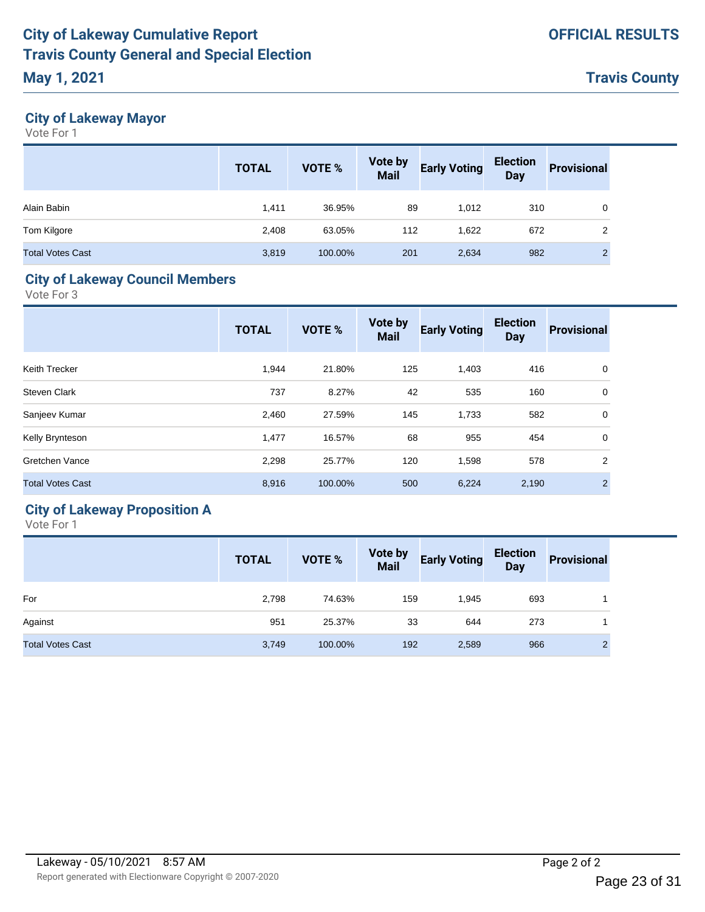# City of Lakeway Cumulative Report
# Travis County General and Special Election
# May 1, 2021

**OFFICIAL RESULTS**

**Travis County**

## City of Lakeway Mayor

Vote For 1

| | TOTAL | VOTE % | Vote by Mail | Early Voting | Election Day | Provisional |
|---|---|---|---|---|---|---|
| Alain Babin | 1,411 | 36.95% | 89 | 1,012 | 310 | 0 |
| Tom Kilgore | 2,408 | 63.05% | 112 | 1,622 | 672 | 2 |
| Total Votes Cast | 3,819 | 100.00% | 201 | 2,634 | 982 | 2 |

## City of Lakeway Council Members

Vote For 3

| | TOTAL | VOTE % | Vote by Mail | Early Voting | Election Day | Provisional |
|---|---|---|---|---|---|---|
| Keith Trecker | 1,944 | 21.80% | 125 | 1,403 | 416 | 0 |
| Steven Clark | 737 | 8.27% | 42 | 535 | 160 | 0 |
| Sanjeev Kumar | 2,460 | 27.59% | 145 | 1,733 | 582 | 0 |
| Kelly Brynteson | 1,477 | 16.57% | 68 | 955 | 454 | 0 |
| Gretchen Vance | 2,298 | 25.77% | 120 | 1,598 | 578 | 2 |
| Total Votes Cast | 8,916 | 100.00% | 500 | 6,224 | 2,190 | 2 |

## City of Lakeway Proposition A

Vote For 1

| | TOTAL | VOTE % | Vote by Mail | Early Voting | Election Day | Provisional |
|---|---|---|---|---|---|---|
| For | 2,798 | 74.63% | 159 | 1,945 | 693 | 1 |
| Against | 951 | 25.37% | 33 | 644 | 273 | 1 |
| Total Votes Cast | 3,749 | 100.00% | 192 | 2,589 | 966 | 2 |

Lakeway - 05/10/2021 8:57 AM

Report generated with Electionware Copyright © 2007-2020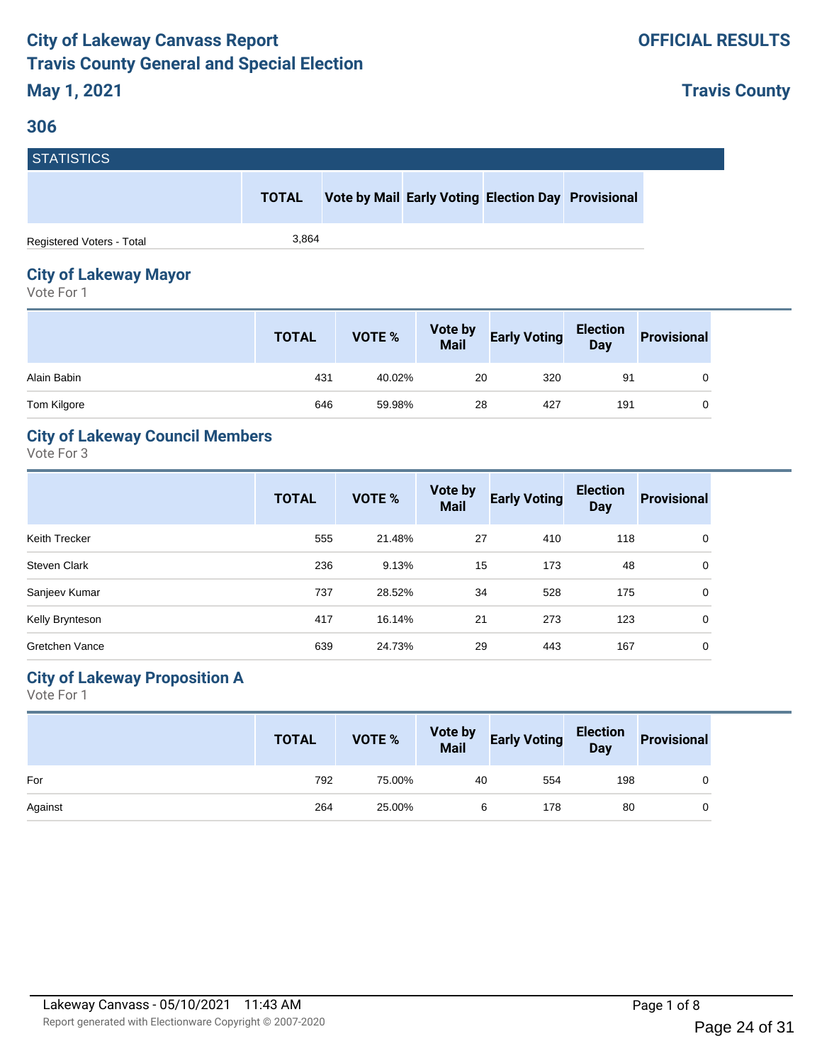# City of Lakeway Canvass Report
# Travis County General and Special Election

**May 1, 2021**

**OFFICIAL RESULTS**

**Travis County**

## 306

### STATISTICS

| | TOTAL | Vote by Mail | Early Voting | Election Day | Provisional |
|---|---|---|---|---|---|
| Registered Voters - Total | 3,864 | | | | |

## City of Lakeway Mayor

Vote For 1

| | TOTAL | VOTE % | Vote by Mail | Early Voting | Election Day | Provisional |
|---|---|---|---|---|---|---|
| Alain Babin | 431 | 40.02% | 20 | 320 | 91 | 0 |
| Tom Kilgore | 646 | 59.98% | 28 | 427 | 191 | 0 |

## City of Lakeway Council Members

Vote For 3

| | TOTAL | VOTE % | Vote by Mail | Early Voting | Election Day | Provisional |
|---|---|---|---|---|---|---|
| Keith Trecker | 555 | 21.48% | 27 | 410 | 118 | 0 |
| Steven Clark | 236 | 9.13% | 15 | 173 | 48 | 0 |
| Sanjeev Kumar | 737 | 28.52% | 34 | 528 | 175 | 0 |
| Kelly Brynteson | 417 | 16.14% | 21 | 273 | 123 | 0 |
| Gretchen Vance | 639 | 24.73% | 29 | 443 | 167 | 0 |

## City of Lakeway Proposition A

Vote For 1

| | TOTAL | VOTE % | Vote by Mail | Early Voting | Election Day | Provisional |
|---|---|---|---|---|---|---|
| For | 792 | 75.00% | 40 | 554 | 198 | 0 |
| Against | 264 | 25.00% | 6 | 178 | 80 | 0 |

Lakeway Canvass - 05/10/2021 11:43 AM

Report generated with Electionware Copyright © 2007-2020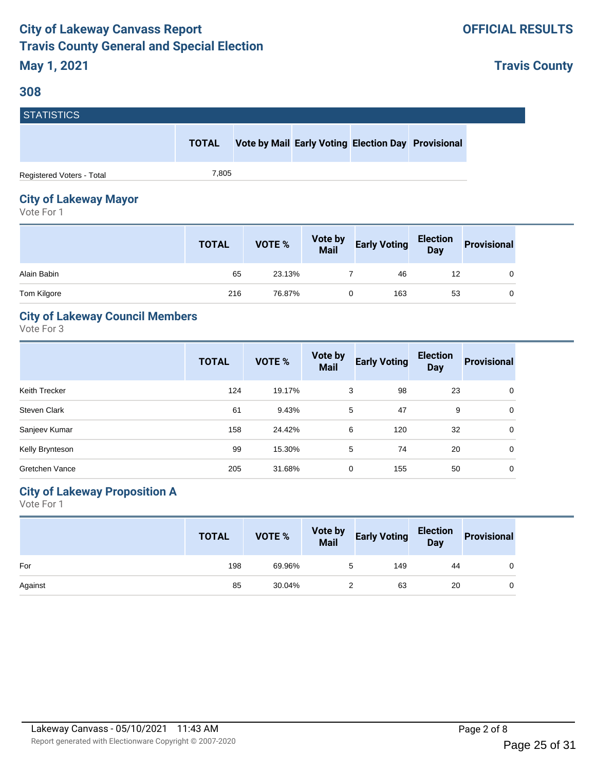# City of Lakeway Canvass Report
# Travis County General and Special Election
# May 1, 2021

**OFFICIAL RESULTS**

**Travis County**

## 308

### STATISTICS

| | TOTAL | Vote by Mail | Early Voting | Election Day | Provisional |
|---|---|---|---|---|---|
| Registered Voters - Total | 7,805 | | | | |

## City of Lakeway Mayor

Vote For 1

| | TOTAL | VOTE % | Vote by Mail | Early Voting | Election Day | Provisional |
|---|---|---|---|---|---|---|
| Alain Babin | 65 | 23.13% | 7 | 46 | 12 | 0 |
| Tom Kilgore | 216 | 76.87% | 0 | 163 | 53 | 0 |

## City of Lakeway Council Members

Vote For 3

| | TOTAL | VOTE % | Vote by Mail | Early Voting | Election Day | Provisional |
|---|---|---|---|---|---|---|
| Keith Trecker | 124 | 19.17% | 3 | 98 | 23 | 0 |
| Steven Clark | 61 | 9.43% | 5 | 47 | 9 | 0 |
| Sanjeev Kumar | 158 | 24.42% | 6 | 120 | 32 | 0 |
| Kelly Brynteson | 99 | 15.30% | 5 | 74 | 20 | 0 |
| Gretchen Vance | 205 | 31.68% | 0 | 155 | 50 | 0 |

## City of Lakeway Proposition A

Vote For 1

| | TOTAL | VOTE % | Vote by Mail | Early Voting | Election Day | Provisional |
|---|---|---|---|---|---|---|
| For | 198 | 69.96% | 5 | 149 | 44 | 0 |
| Against | 85 | 30.04% | 2 | 63 | 20 | 0 |

Lakeway Canvass - 05/10/2021 11:43 AM

Report generated with Electionware Copyright © 2007-2020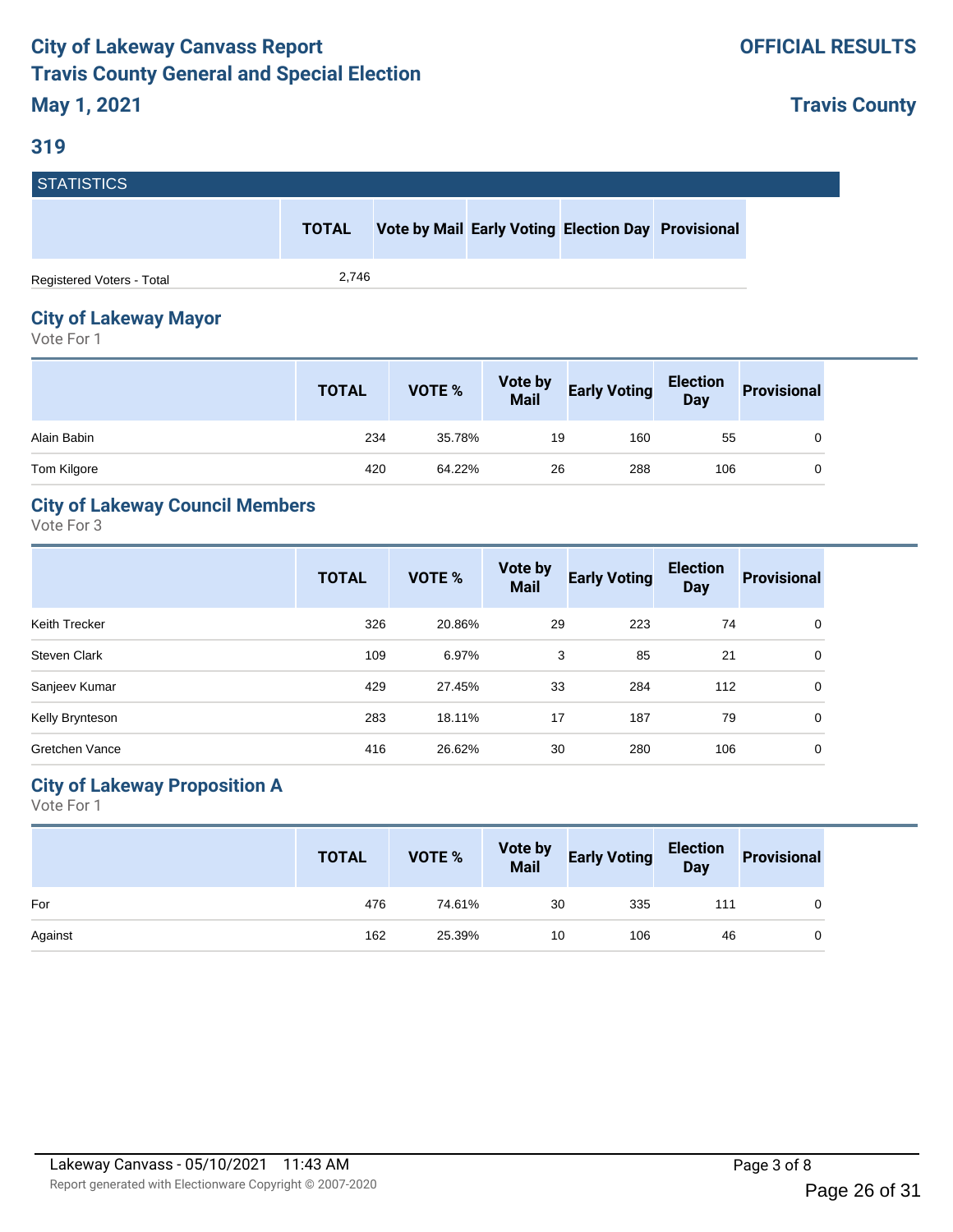# City of Lakeway Canvass Report
# Travis County General and Special Election
## May 1, 2021

**OFFICIAL RESULTS**

**Travis County**

## 319

### STATISTICS

| | TOTAL | Vote by Mail | Early Voting | Election Day | Provisional |
|---|---|---|---|---|---|
| Registered Voters - Total | 2,746 | | | | |

### City of Lakeway Mayor

Vote For 1

| | TOTAL | VOTE % | Vote by Mail | Early Voting | Election Day | Provisional |
|---|---|---|---|---|---|---|
| Alain Babin | 234 | 35.78% | 19 | 160 | 55 | 0 |
| Tom Kilgore | 420 | 64.22% | 26 | 288 | 106 | 0 |

### City of Lakeway Council Members

Vote For 3

| | TOTAL | VOTE % | Vote by Mail | Early Voting | Election Day | Provisional |
|---|---|---|---|---|---|---|
| Keith Trecker | 326 | 20.86% | 29 | 223 | 74 | 0 |
| Steven Clark | 109 | 6.97% | 3 | 85 | 21 | 0 |
| Sanjeev Kumar | 429 | 27.45% | 33 | 284 | 112 | 0 |
| Kelly Brynteson | 283 | 18.11% | 17 | 187 | 79 | 0 |
| Gretchen Vance | 416 | 26.62% | 30 | 280 | 106 | 0 |

### City of Lakeway Proposition A

Vote For 1

| | TOTAL | VOTE % | Vote by Mail | Early Voting | Election Day | Provisional |
|---|---|---|---|---|---|---|
| For | 476 | 74.61% | 30 | 335 | 111 | 0 |
| Against | 162 | 25.39% | 10 | 106 | 46 | 0 |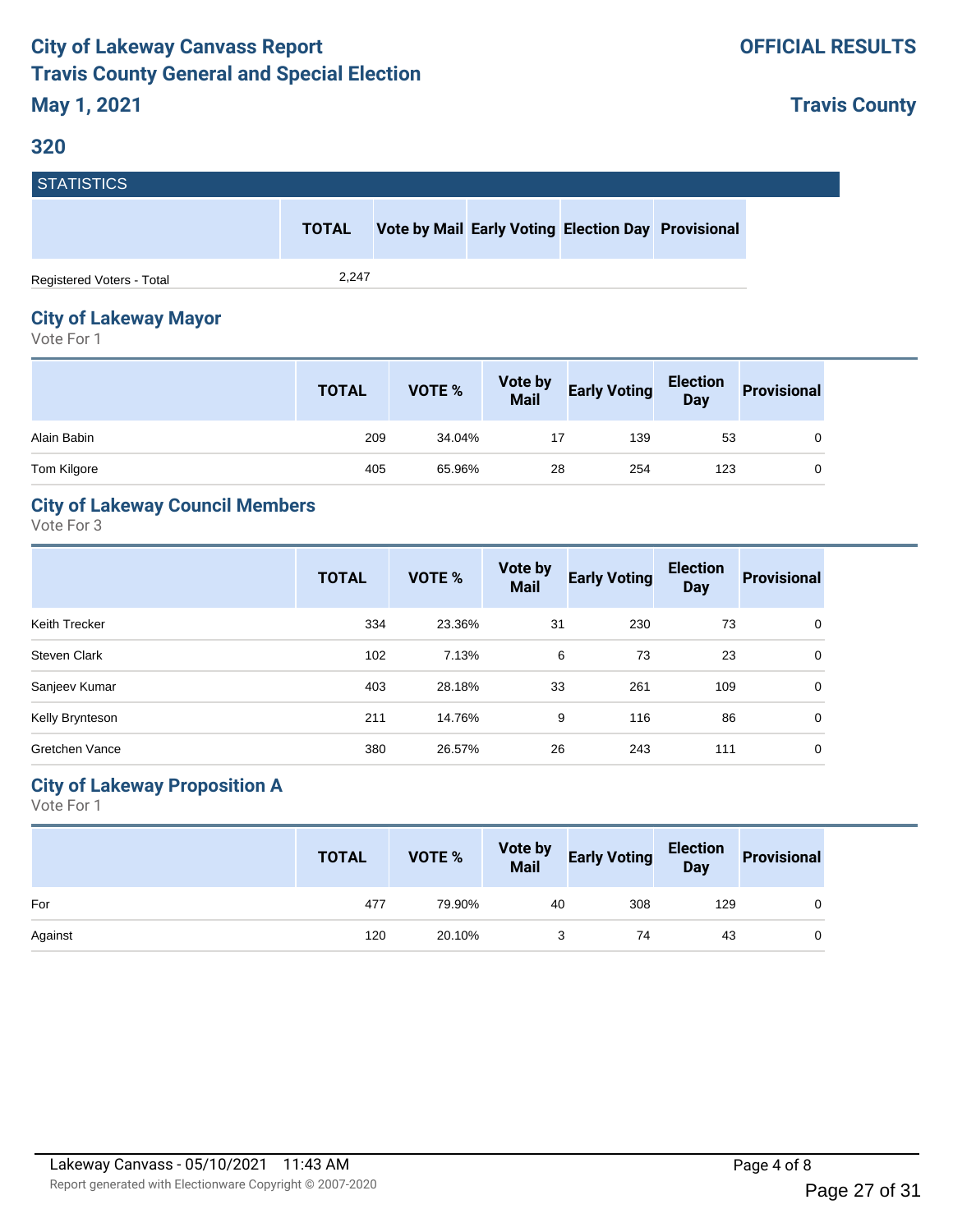# City of Lakeway Canvass Report
# Travis County General and Special Election
# May 1, 2021

**OFFICIAL RESULTS**

**Travis County**

## 320

### STATISTICS

| | TOTAL | Vote by Mail | Early Voting | Election Day | Provisional |
|---|---|---|---|---|---|
| Registered Voters - Total | 2,247 | | | | |

## City of Lakeway Mayor

Vote For 1

| | TOTAL | VOTE % | Vote by Mail | Early Voting | Election Day | Provisional |
|---|---|---|---|---|---|---|
| Alain Babin | 209 | 34.04% | 17 | 139 | 53 | 0 |
| Tom Kilgore | 405 | 65.96% | 28 | 254 | 123 | 0 |

## City of Lakeway Council Members

Vote For 3

| | TOTAL | VOTE % | Vote by Mail | Early Voting | Election Day | Provisional |
|---|---|---|---|---|---|---|
| Keith Trecker | 334 | 23.36% | 31 | 230 | 73 | 0 |
| Steven Clark | 102 | 7.13% | 6 | 73 | 23 | 0 |
| Sanjeev Kumar | 403 | 28.18% | 33 | 261 | 109 | 0 |
| Kelly Brynteson | 211 | 14.76% | 9 | 116 | 86 | 0 |
| Gretchen Vance | 380 | 26.57% | 26 | 243 | 111 | 0 |

## City of Lakeway Proposition A

Vote For 1

| | TOTAL | VOTE % | Vote by Mail | Early Voting | Election Day | Provisional |
|---|---|---|---|---|---|---|
| For | 477 | 79.90% | 40 | 308 | 129 | 0 |
| Against | 120 | 20.10% | 3 | 74 | 43 | 0 |

Lakeway Canvass - 05/10/2021 11:43 AM

Report generated with Electionware Copyright © 2007-2020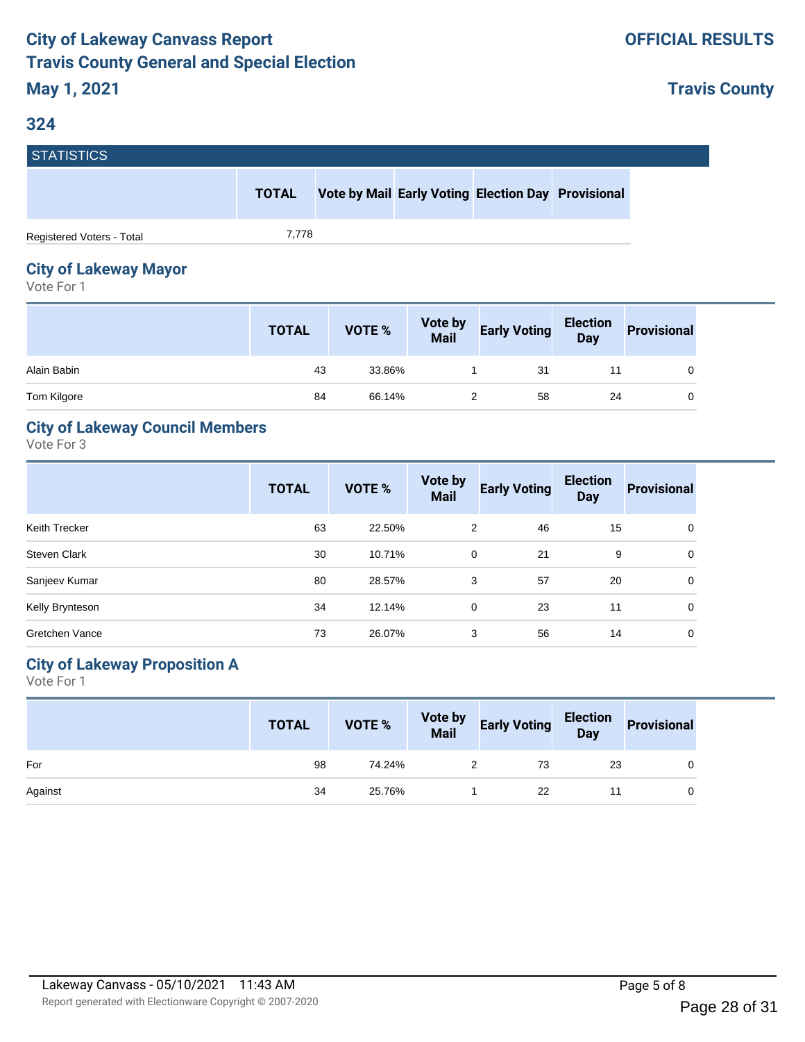# City of Lakeway Canvass Report
# Travis County General and Special Election
# May 1, 2021

**OFFICIAL RESULTS**

**Travis County**

## 324

### STATISTICS

| | TOTAL | Vote by Mail | Early Voting | Election Day | Provisional |
|---|---|---|---|---|---|
| Registered Voters - Total | 7,778 | | | | |

## City of Lakeway Mayor

Vote For 1

| | TOTAL | VOTE % | Vote by Mail | Early Voting | Election Day | Provisional |
|---|---|---|---|---|---|---|
| Alain Babin | 43 | 33.86% | 1 | 31 | 11 | 0 |
| Tom Kilgore | 84 | 66.14% | 2 | 58 | 24 | 0 |

## City of Lakeway Council Members

Vote For 3

| | TOTAL | VOTE % | Vote by Mail | Early Voting | Election Day | Provisional |
|---|---|---|---|---|---|---|
| Keith Trecker | 63 | 22.50% | 2 | 46 | 15 | 0 |
| Steven Clark | 30 | 10.71% | 0 | 21 | 9 | 0 |
| Sanjeev Kumar | 80 | 28.57% | 3 | 57 | 20 | 0 |
| Kelly Brynteson | 34 | 12.14% | 0 | 23 | 11 | 0 |
| Gretchen Vance | 73 | 26.07% | 3 | 56 | 14 | 0 |

## City of Lakeway Proposition A

Vote For 1

| | TOTAL | VOTE % | Vote by Mail | Early Voting | Election Day | Provisional |
|---|---|---|---|---|---|---|
| For | 98 | 74.24% | 2 | 73 | 23 | 0 |
| Against | 34 | 25.76% | 1 | 22 | 11 | 0 |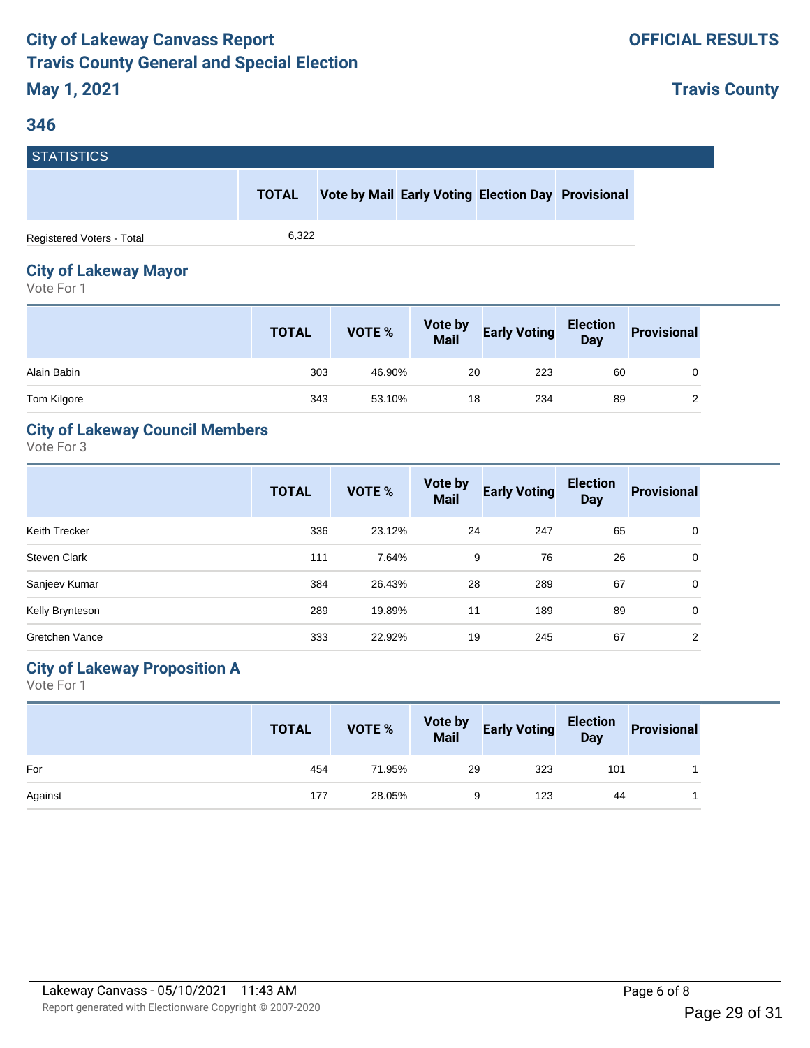# City of Lakeway Canvass Report
# Travis County General and Special Election

**OFFICIAL RESULTS**

## May 1, 2021

**Travis County**

## 346

### STATISTICS

| | TOTAL | Vote by Mail | Early Voting | Election Day | Provisional |
|---|---|---|---|---|---|
| Registered Voters - Total | 6,322 | | | | |

### City of Lakeway Mayor

Vote For 1

| | TOTAL | VOTE % | Vote by Mail | Early Voting | Election Day | Provisional |
|---|---|---|---|---|---|---|
| Alain Babin | 303 | 46.90% | 20 | 223 | 60 | 0 |
| Tom Kilgore | 343 | 53.10% | 18 | 234 | 89 | 2 |

### City of Lakeway Council Members

Vote For 3

| | TOTAL | VOTE % | Vote by Mail | Early Voting | Election Day | Provisional |
|---|---|---|---|---|---|---|
| Keith Trecker | 336 | 23.12% | 24 | 247 | 65 | 0 |
| Steven Clark | 111 | 7.64% | 9 | 76 | 26 | 0 |
| Sanjeev Kumar | 384 | 26.43% | 28 | 289 | 67 | 0 |
| Kelly Brynteson | 289 | 19.89% | 11 | 189 | 89 | 0 |
| Gretchen Vance | 333 | 22.92% | 19 | 245 | 67 | 2 |

### City of Lakeway Proposition A

Vote For 1

| | TOTAL | VOTE % | Vote by Mail | Early Voting | Election Day | Provisional |
|---|---|---|---|---|---|---|
| For | 454 | 71.95% | 29 | 323 | 101 | 1 |
| Against | 177 | 28.05% | 9 | 123 | 44 | 1 |

Lakeway Canvass - 05/10/2021 11:43 AM

Report generated with Electionware Copyright © 2007-2020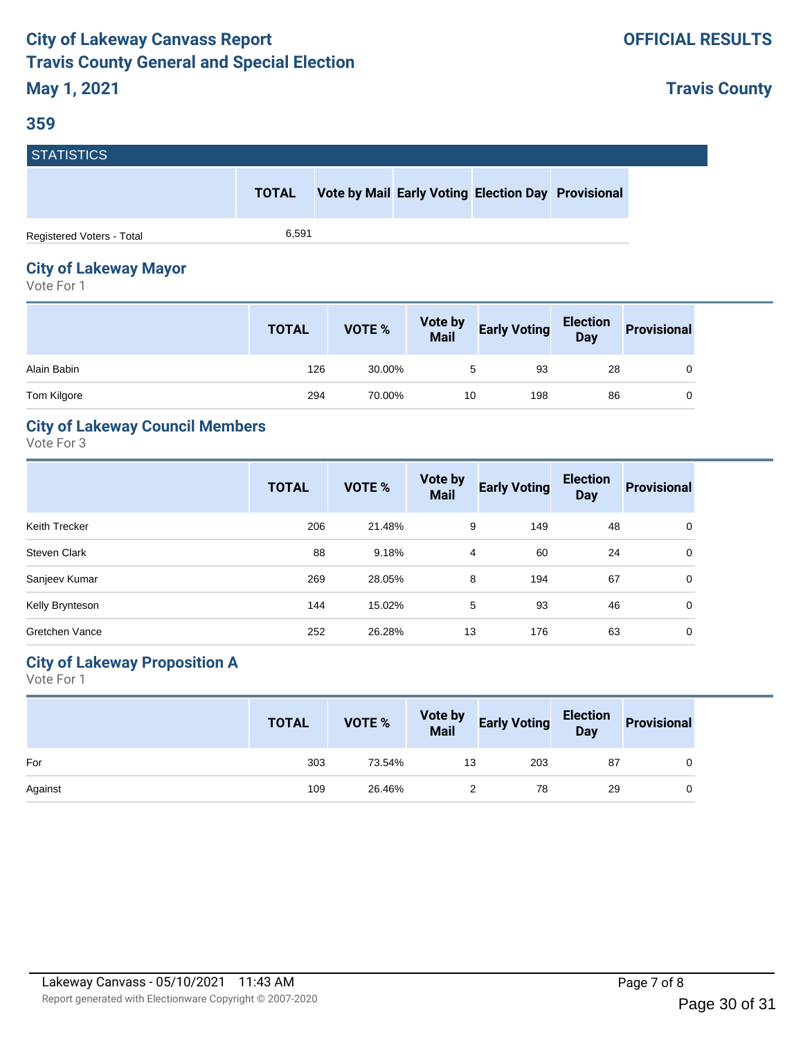# City of Lakeway Canvass Report
# Travis County General and Special Election

**OFFICIAL RESULTS**

**May 1, 2021**

**Travis County**

## 359

### STATISTICS

| | TOTAL | Vote by Mail | Early Voting | Election Day | Provisional |
|---|---|---|---|---|---|
| Registered Voters - Total | 6,591 | | | | |

## City of Lakeway Mayor

Vote For 1

| | TOTAL | VOTE % | Vote by Mail | Early Voting | Election Day | Provisional |
|---|---|---|---|---|---|---|
| Alain Babin | 126 | 30.00% | 5 | 93 | 28 | 0 |
| Tom Kilgore | 294 | 70.00% | 10 | 198 | 86 | 0 |

## City of Lakeway Council Members

Vote For 3

| | TOTAL | VOTE % | Vote by Mail | Early Voting | Election Day | Provisional |
|---|---|---|---|---|---|---|
| Keith Trecker | 206 | 21.48% | 9 | 149 | 48 | 0 |
| Steven Clark | 88 | 9.18% | 4 | 60 | 24 | 0 |
| Sanjeev Kumar | 269 | 28.05% | 8 | 194 | 67 | 0 |
| Kelly Brynteson | 144 | 15.02% | 5 | 93 | 46 | 0 |
| Gretchen Vance | 252 | 26.28% | 13 | 176 | 63 | 0 |

## City of Lakeway Proposition A

Vote For 1

| | TOTAL | VOTE % | Vote by Mail | Early Voting | Election Day | Provisional |
|---|---|---|---|---|---|---|
| For | 303 | 73.54% | 13 | 203 | 87 | 0 |
| Against | 109 | 26.46% | 2 | 78 | 29 | 0 |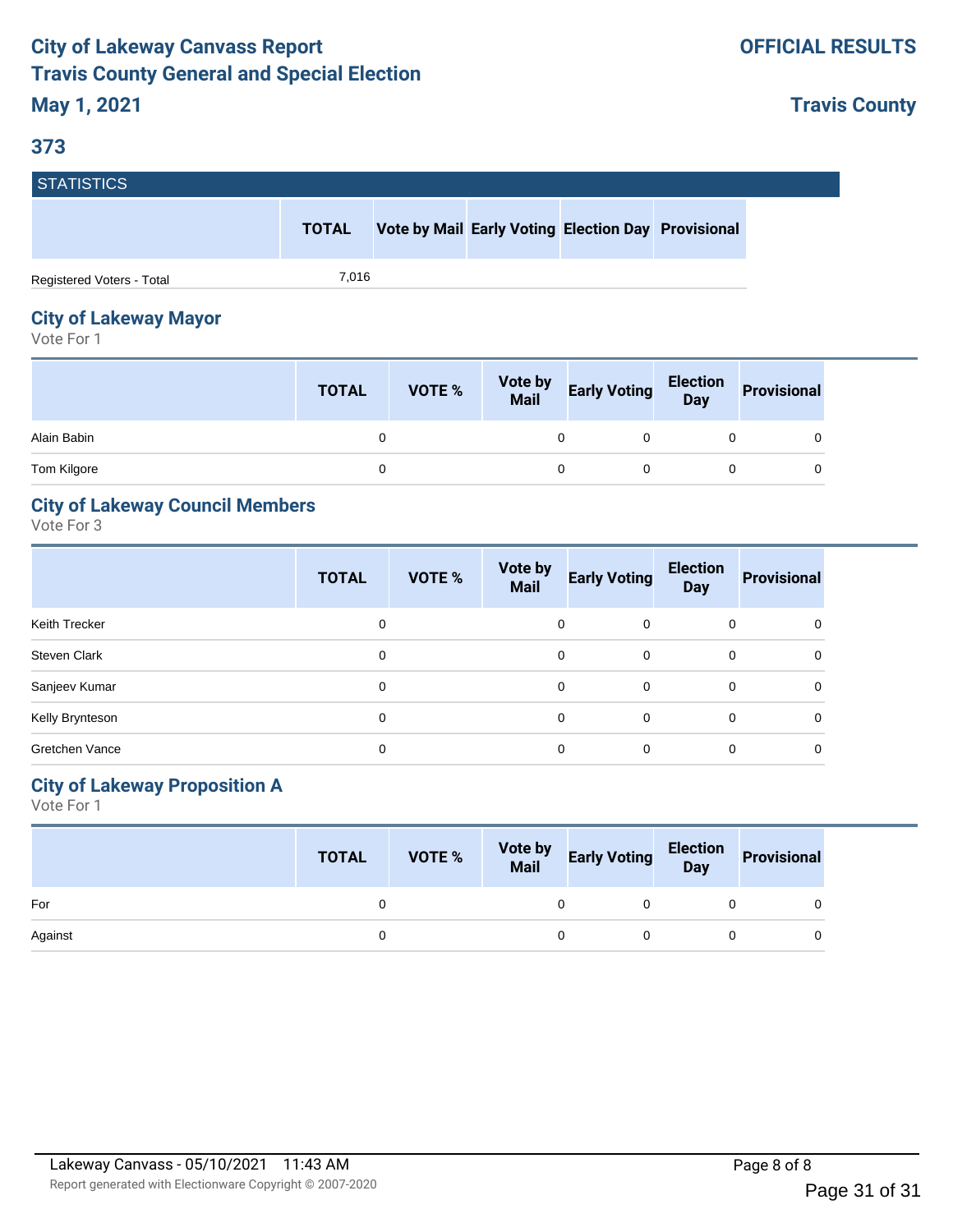# City of Lakeway Canvass Report
# Travis County General and Special Election

**OFFICIAL RESULTS**

**May 1, 2021**

**Travis County**

## 373

### STATISTICS

| | TOTAL | Vote by Mail | Early Voting | Election Day | Provisional |
|---|---|---|---|---|---|
| Registered Voters - Total | 7,016 | | | | |

## City of Lakeway Mayor

Vote For 1

| | TOTAL | VOTE % | Vote by Mail | Early Voting | Election Day | Provisional |
|---|---|---|---|---|---|---|
| Alain Babin | 0 | | 0 | 0 | 0 | 0 |
| Tom Kilgore | 0 | | 0 | 0 | 0 | 0 |

## City of Lakeway Council Members

Vote For 3

| | TOTAL | VOTE % | Vote by Mail | Early Voting | Election Day | Provisional |
|---|---|---|---|---|---|---|
| Keith Trecker | 0 | | 0 | 0 | 0 | 0 |
| Steven Clark | 0 | | 0 | 0 | 0 | 0 |
| Sanjeev Kumar | 0 | | 0 | 0 | 0 | 0 |
| Kelly Brynteson | 0 | | 0 | 0 | 0 | 0 |
| Gretchen Vance | 0 | | 0 | 0 | 0 | 0 |

## City of Lakeway Proposition A

Vote For 1

| | TOTAL | VOTE % | Vote by Mail | Early Voting | Election Day | Provisional |
|---|---|---|---|---|---|---|
| For | 0 | | 0 | 0 | 0 | 0 |
| Against | 0 | | 0 | 0 | 0 | 0 |

Lakeway Canvass - 05/10/2021 11:43 AM

Report generated with Electionware Copyright © 2007-2020